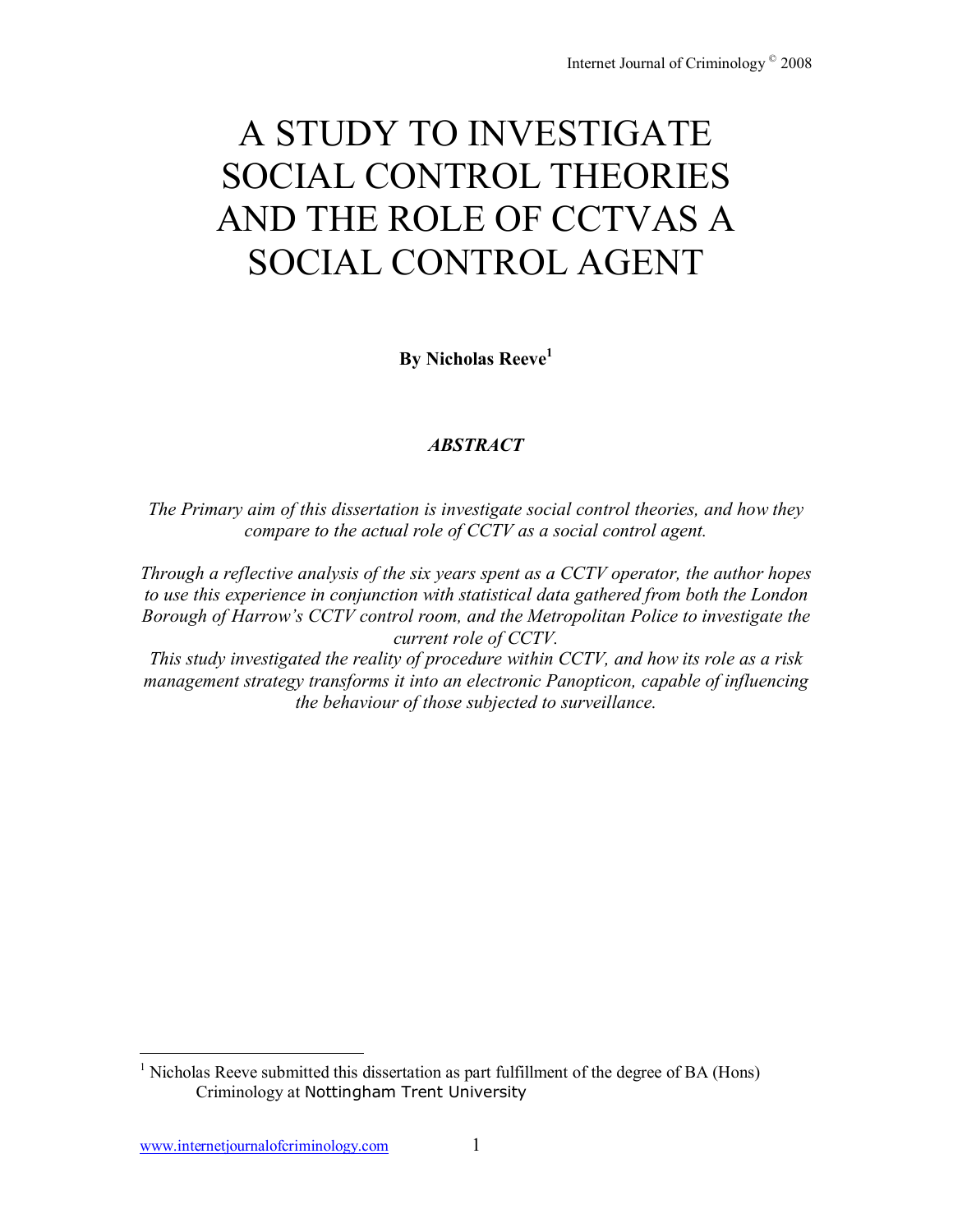# A STUDY TO INVESTIGATE SOCIAL CONTROL THEORIES AND THE ROLE OF CCTVAS A SOCIAL CONTROL AGENT

**By Nicholas Reeve[1]**

***ABSTRACT***

*The Primary aim of this dissertation is investigate social control theories, and how they compare to the actual role of CCTV as a social control agent.*

*Through a reflective analysis of the six years spent as a CCTV operator, the author hopes to use this experience in conjunction with statistical data gathered from both the London Borough of Harrow's CCTV control room, and the Metropolitan Police to investigate the current role of CCTV.*

*This study investigated the reality of procedure within CCTV, and how its role as a risk management strategy transforms it into an electronic Panopticon, capable of influencing the behaviour of those subjected to surveillance.*

[1] Nicholas Reeve submitted this dissertation as part fulfillment of the degree of BA (Hons) Criminology at Nottingham Trent University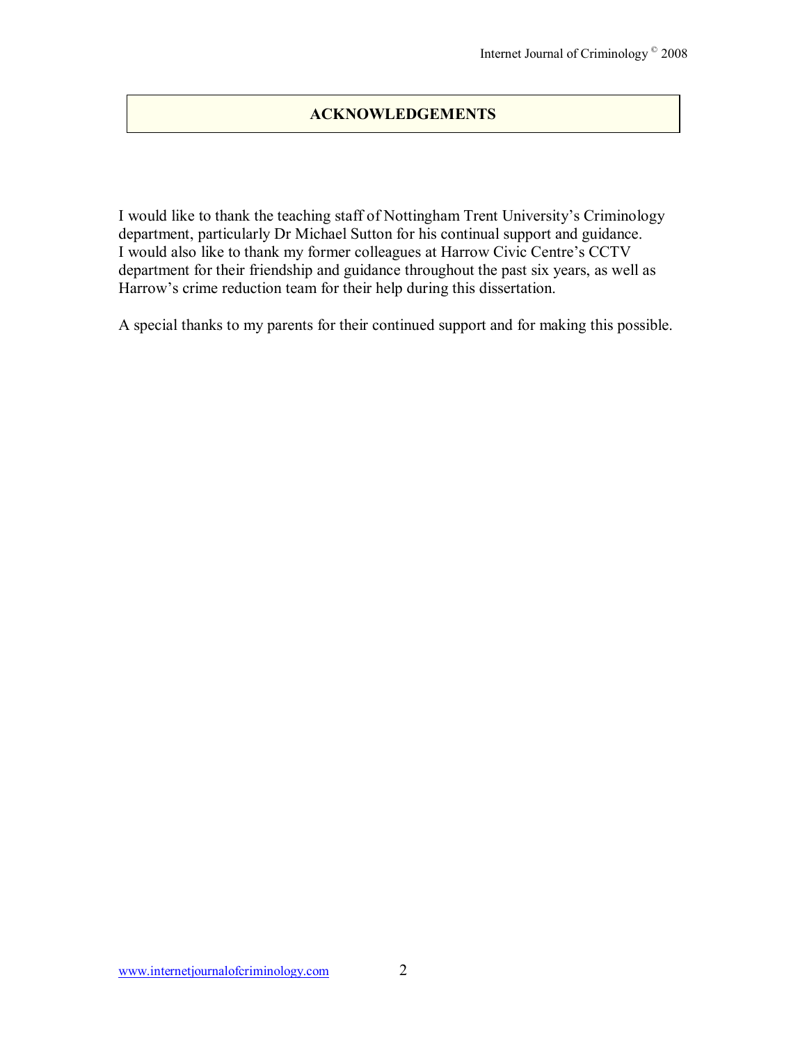# ACKNOWLEDGEMENTS

I would like to thank the teaching staff of Nottingham Trent University's Criminology department, particularly Dr Michael Sutton for his continual support and guidance. I would also like to thank my former colleagues at Harrow Civic Centre's CCTV department for their friendship and guidance throughout the past six years, as well as Harrow's crime reduction team for their help during this dissertation.

A special thanks to my parents for their continued support and for making this possible.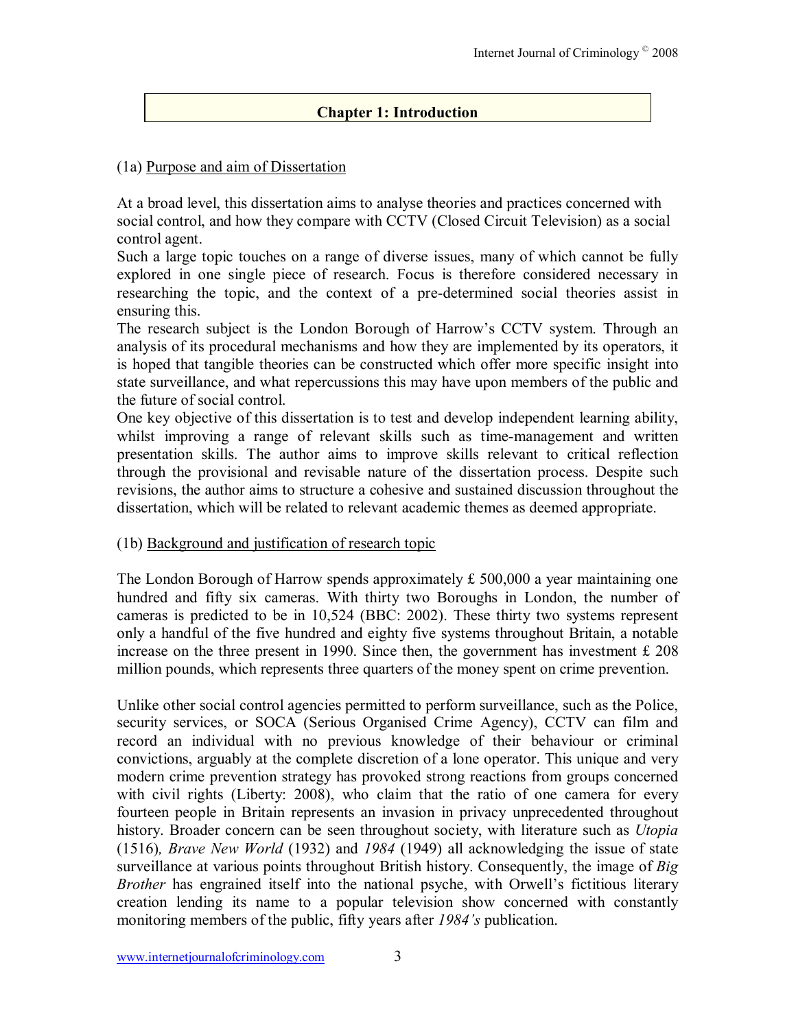## Chapter 1: Introduction

(1a) Purpose and aim of Dissertation

At a broad level, this dissertation aims to analyse theories and practices concerned with social control, and how they compare with CCTV (Closed Circuit Television) as a social control agent.

Such a large topic touches on a range of diverse issues, many of which cannot be fully explored in one single piece of research. Focus is therefore considered necessary in researching the topic, and the context of a pre-determined social theories assist in ensuring this.

The research subject is the London Borough of Harrow's CCTV system. Through an analysis of its procedural mechanisms and how they are implemented by its operators, it is hoped that tangible theories can be constructed which offer more specific insight into state surveillance, and what repercussions this may have upon members of the public and the future of social control.

One key objective of this dissertation is to test and develop independent learning ability, whilst improving a range of relevant skills such as time-management and written presentation skills. The author aims to improve skills relevant to critical reflection through the provisional and revisable nature of the dissertation process. Despite such revisions, the author aims to structure a cohesive and sustained discussion throughout the dissertation, which will be related to relevant academic themes as deemed appropriate.

(1b) Background and justification of research topic

The London Borough of Harrow spends approximately £ 500,000 a year maintaining one hundred and fifty six cameras. With thirty two Boroughs in London, the number of cameras is predicted to be in 10,524 (BBC: 2002). These thirty two systems represent only a handful of the five hundred and eighty five systems throughout Britain, a notable increase on the three present in 1990. Since then, the government has investment £ 208 million pounds, which represents three quarters of the money spent on crime prevention.

Unlike other social control agencies permitted to perform surveillance, such as the Police, security services, or SOCA (Serious Organised Crime Agency), CCTV can film and record an individual with no previous knowledge of their behaviour or criminal convictions, arguably at the complete discretion of a lone operator. This unique and very modern crime prevention strategy has provoked strong reactions from groups concerned with civil rights (Liberty: 2008), who claim that the ratio of one camera for every fourteen people in Britain represents an invasion in privacy unprecedented throughout history. Broader concern can be seen throughout society, with literature such as *Utopia* (1516)*, Brave New World* (1932) and *1984* (1949) all acknowledging the issue of state surveillance at various points throughout British history. Consequently, the image of *Big Brother* has engrained itself into the national psyche, with Orwell's fictitious literary creation lending its name to a popular television show concerned with constantly monitoring members of the public, fifty years after *1984's* publication.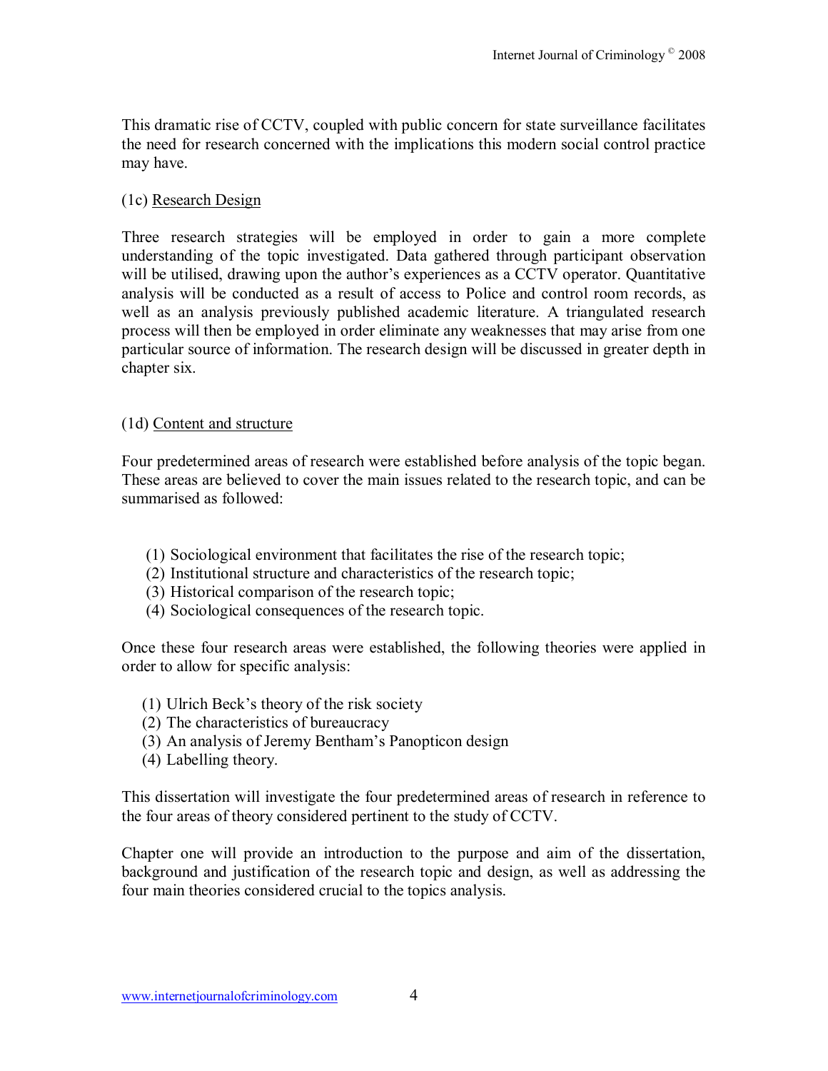This dramatic rise of CCTV, coupled with public concern for state surveillance facilitates the need for research concerned with the implications this modern social control practice may have.

### (1c) Research Design

Three research strategies will be employed in order to gain a more complete understanding of the topic investigated. Data gathered through participant observation will be utilised, drawing upon the author's experiences as a CCTV operator. Quantitative analysis will be conducted as a result of access to Police and control room records, as well as an analysis previously published academic literature. A triangulated research process will then be employed in order eliminate any weaknesses that may arise from one particular source of information. The research design will be discussed in greater depth in chapter six.

### (1d) Content and structure

Four predetermined areas of research were established before analysis of the topic began. These areas are believed to cover the main issues related to the research topic, and can be summarised as followed:

1. Sociological environment that facilitates the rise of the research topic;
2. Institutional structure and characteristics of the research topic;
3. Historical comparison of the research topic;
4. Sociological consequences of the research topic.

Once these four research areas were established, the following theories were applied in order to allow for specific analysis:

1. Ulrich Beck's theory of the risk society
2. The characteristics of bureaucracy
3. An analysis of Jeremy Bentham's Panopticon design
4. Labelling theory.

This dissertation will investigate the four predetermined areas of research in reference to the four areas of theory considered pertinent to the study of CCTV.

Chapter one will provide an introduction to the purpose and aim of the dissertation, background and justification of the research topic and design, as well as addressing the four main theories considered crucial to the topics analysis.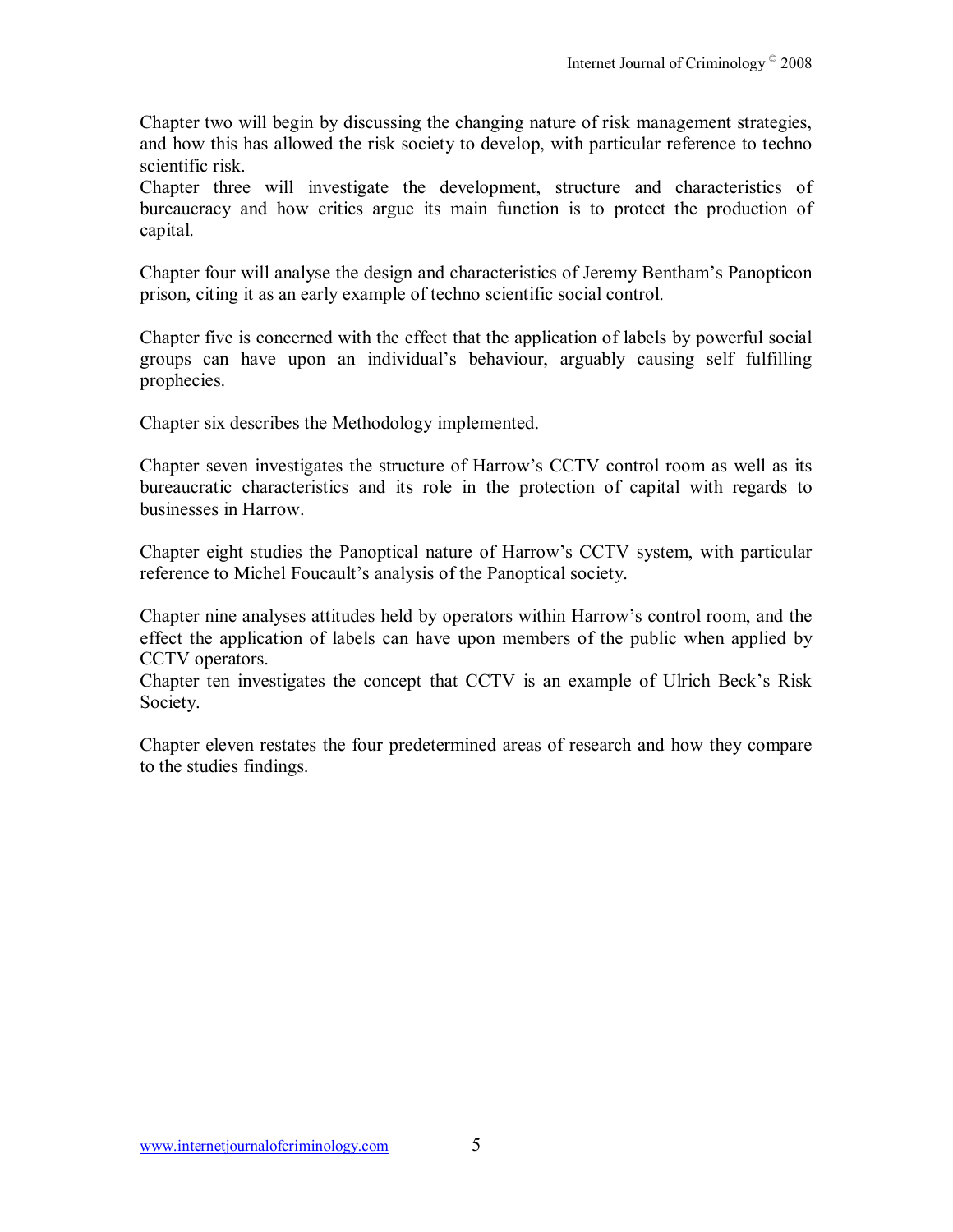Chapter two will begin by discussing the changing nature of risk management strategies, and how this has allowed the risk society to develop, with particular reference to techno scientific risk.
Chapter three will investigate the development, structure and characteristics of bureaucracy and how critics argue its main function is to protect the production of capital.

Chapter four will analyse the design and characteristics of Jeremy Bentham's Panopticon prison, citing it as an early example of techno scientific social control.

Chapter five is concerned with the effect that the application of labels by powerful social groups can have upon an individual's behaviour, arguably causing self fulfilling prophecies.

Chapter six describes the Methodology implemented.

Chapter seven investigates the structure of Harrow's CCTV control room as well as its bureaucratic characteristics and its role in the protection of capital with regards to businesses in Harrow.

Chapter eight studies the Panoptical nature of Harrow's CCTV system, with particular reference to Michel Foucault's analysis of the Panoptical society.

Chapter nine analyses attitudes held by operators within Harrow's control room, and the effect the application of labels can have upon members of the public when applied by CCTV operators.
Chapter ten investigates the concept that CCTV is an example of Ulrich Beck's Risk Society.

Chapter eleven restates the four predetermined areas of research and how they compare to the studies findings.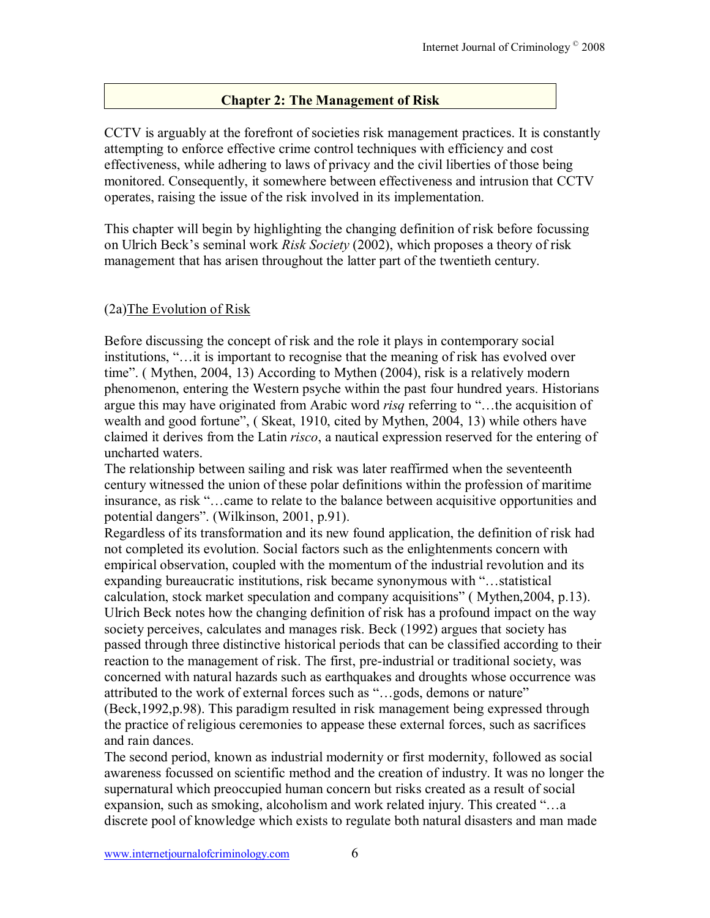## Chapter 2: The Management of Risk

CCTV is arguably at the forefront of societies risk management practices. It is constantly attempting to enforce effective crime control techniques with efficiency and cost effectiveness, while adhering to laws of privacy and the civil liberties of those being monitored. Consequently, it somewhere between effectiveness and intrusion that CCTV operates, raising the issue of the risk involved in its implementation.

This chapter will begin by highlighting the changing definition of risk before focussing on Ulrich Beck's seminal work *Risk Society* (2002), which proposes a theory of risk management that has arisen throughout the latter part of the twentieth century.

### (2a)The Evolution of Risk

Before discussing the concept of risk and the role it plays in contemporary social institutions, "…it is important to recognise that the meaning of risk has evolved over time". ( Mythen, 2004, 13) According to Mythen (2004), risk is a relatively modern phenomenon, entering the Western psyche within the past four hundred years. Historians argue this may have originated from Arabic word *risq* referring to "…the acquisition of wealth and good fortune", ( Skeat, 1910, cited by Mythen, 2004, 13) while others have claimed it derives from the Latin *risco*, a nautical expression reserved for the entering of uncharted waters.

The relationship between sailing and risk was later reaffirmed when the seventeenth century witnessed the union of these polar definitions within the profession of maritime insurance, as risk "…came to relate to the balance between acquisitive opportunities and potential dangers". (Wilkinson, 2001, p.91).

Regardless of its transformation and its new found application, the definition of risk had not completed its evolution. Social factors such as the enlightenments concern with empirical observation, coupled with the momentum of the industrial revolution and its expanding bureaucratic institutions, risk became synonymous with "…statistical calculation, stock market speculation and company acquisitions" ( Mythen,2004, p.13). Ulrich Beck notes how the changing definition of risk has a profound impact on the way society perceives, calculates and manages risk. Beck (1992) argues that society has passed through three distinctive historical periods that can be classified according to their reaction to the management of risk. The first, pre-industrial or traditional society, was concerned with natural hazards such as earthquakes and droughts whose occurrence was attributed to the work of external forces such as "…gods, demons or nature" (Beck,1992,p.98). This paradigm resulted in risk management being expressed through the practice of religious ceremonies to appease these external forces, such as sacrifices and rain dances.

The second period, known as industrial modernity or first modernity, followed as social awareness focussed on scientific method and the creation of industry. It was no longer the supernatural which preoccupied human concern but risks created as a result of social expansion, such as smoking, alcoholism and work related injury. This created "…a discrete pool of knowledge which exists to regulate both natural disasters and man made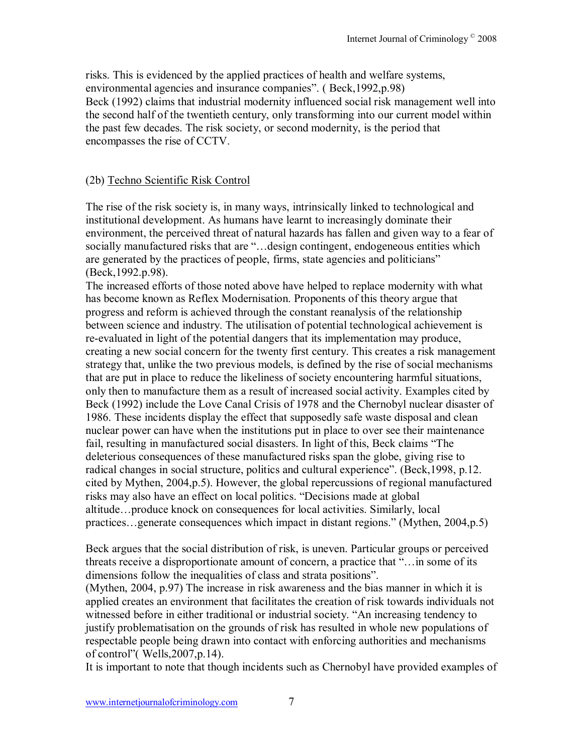risks. This is evidenced by the applied practices of health and welfare systems, environmental agencies and insurance companies". ( Beck,1992,p.98)
Beck (1992) claims that industrial modernity influenced social risk management well into the second half of the twentieth century, only transforming into our current model within the past few decades. The risk society, or second modernity, is the period that encompasses the rise of CCTV.

### (2b) Techno Scientific Risk Control

The rise of the risk society is, in many ways, intrinsically linked to technological and institutional development. As humans have learnt to increasingly dominate their environment, the perceived threat of natural hazards has fallen and given way to a fear of socially manufactured risks that are "…design contingent, endogeneous entities which are generated by the practices of people, firms, state agencies and politicians" (Beck,1992.p.98).
The increased efforts of those noted above have helped to replace modernity with what has become known as Reflex Modernisation. Proponents of this theory argue that progress and reform is achieved through the constant reanalysis of the relationship between science and industry. The utilisation of potential technological achievement is re-evaluated in light of the potential dangers that its implementation may produce, creating a new social concern for the twenty first century. This creates a risk management strategy that, unlike the two previous models, is defined by the rise of social mechanisms that are put in place to reduce the likeliness of society encountering harmful situations, only then to manufacture them as a result of increased social activity. Examples cited by Beck (1992) include the Love Canal Crisis of 1978 and the Chernobyl nuclear disaster of 1986. These incidents display the effect that supposedly safe waste disposal and clean nuclear power can have when the institutions put in place to over see their maintenance fail, resulting in manufactured social disasters. In light of this, Beck claims "The deleterious consequences of these manufactured risks span the globe, giving rise to radical changes in social structure, politics and cultural experience". (Beck,1998, p.12. cited by Mythen, 2004,p.5). However, the global repercussions of regional manufactured risks may also have an effect on local politics. "Decisions made at global altitude…produce knock on consequences for local activities. Similarly, local practices…generate consequences which impact in distant regions." (Mythen, 2004,p.5)

Beck argues that the social distribution of risk, is uneven. Particular groups or perceived threats receive a disproportionate amount of concern, a practice that "…in some of its dimensions follow the inequalities of class and strata positions".
(Mythen, 2004, p.97) The increase in risk awareness and the bias manner in which it is applied creates an environment that facilitates the creation of risk towards individuals not witnessed before in either traditional or industrial society. "An increasing tendency to justify problematisation on the grounds of risk has resulted in whole new populations of respectable people being drawn into contact with enforcing authorities and mechanisms of control"( Wells,2007,p.14).
It is important to note that though incidents such as Chernobyl have provided examples of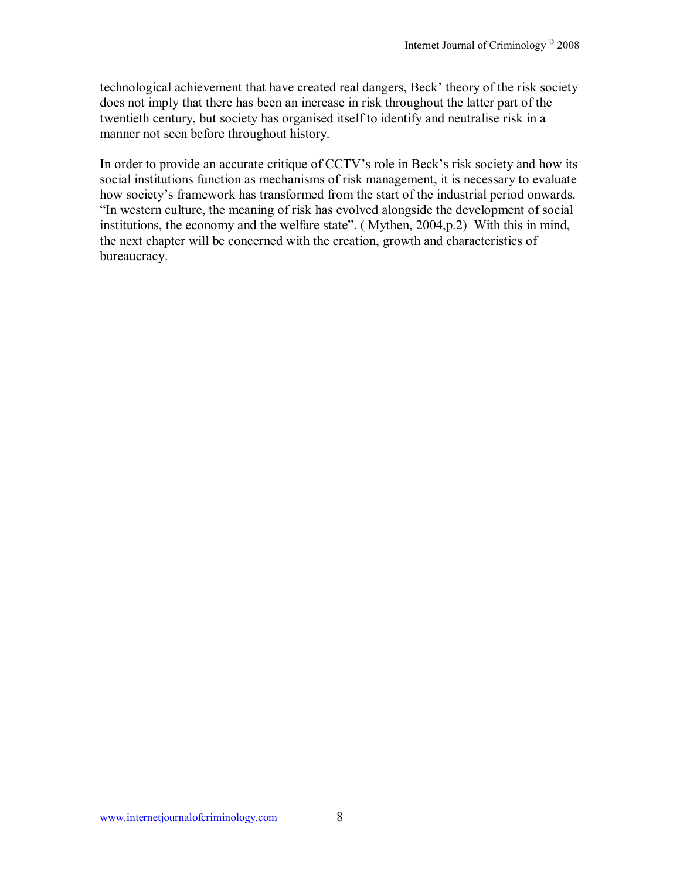technological achievement that have created real dangers, Beck' theory of the risk society does not imply that there has been an increase in risk throughout the latter part of the twentieth century, but society has organised itself to identify and neutralise risk in a manner not seen before throughout history.

In order to provide an accurate critique of CCTV's role in Beck's risk society and how its social institutions function as mechanisms of risk management, it is necessary to evaluate how society's framework has transformed from the start of the industrial period onwards. "In western culture, the meaning of risk has evolved alongside the development of social institutions, the economy and the welfare state". ( Mythen, 2004,p.2)  With this in mind, the next chapter will be concerned with the creation, growth and characteristics of bureaucracy.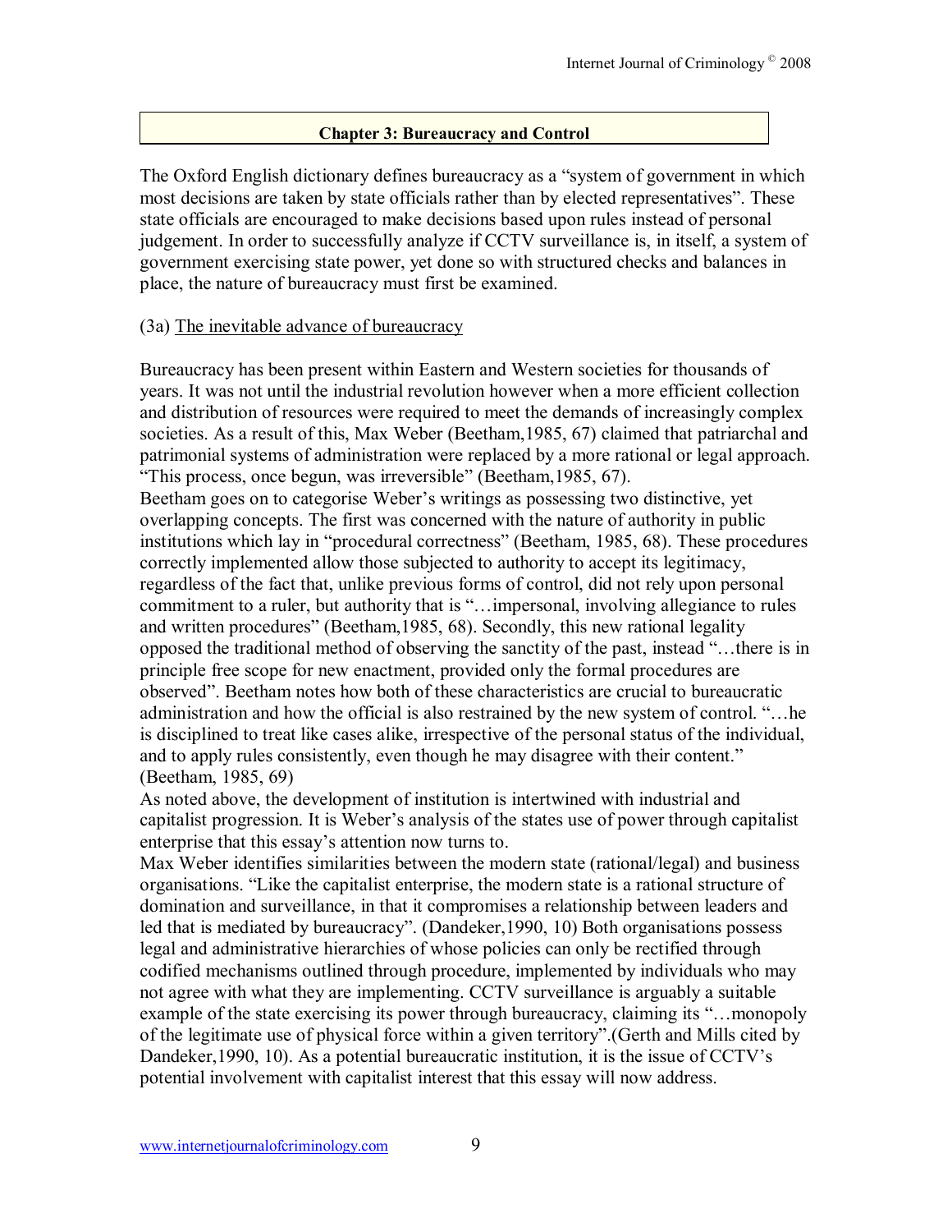## Chapter 3: Bureaucracy and Control

The Oxford English dictionary defines bureaucracy as a "system of government in which most decisions are taken by state officials rather than by elected representatives". These state officials are encouraged to make decisions based upon rules instead of personal judgement. In order to successfully analyze if CCTV surveillance is, in itself, a system of government exercising state power, yet done so with structured checks and balances in place, the nature of bureaucracy must first be examined.

### (3a) The inevitable advance of bureaucracy

Bureaucracy has been present within Eastern and Western societies for thousands of years. It was not until the industrial revolution however when a more efficient collection and distribution of resources were required to meet the demands of increasingly complex societies. As a result of this, Max Weber (Beetham,1985, 67) claimed that patriarchal and patrimonial systems of administration were replaced by a more rational or legal approach. "This process, once begun, was irreversible" (Beetham,1985, 67).

Beetham goes on to categorise Weber's writings as possessing two distinctive, yet overlapping concepts. The first was concerned with the nature of authority in public institutions which lay in "procedural correctness" (Beetham, 1985, 68). These procedures correctly implemented allow those subjected to authority to accept its legitimacy, regardless of the fact that, unlike previous forms of control, did not rely upon personal commitment to a ruler, but authority that is "…impersonal, involving allegiance to rules and written procedures" (Beetham,1985, 68). Secondly, this new rational legality opposed the traditional method of observing the sanctity of the past, instead "…there is in principle free scope for new enactment, provided only the formal procedures are observed". Beetham notes how both of these characteristics are crucial to bureaucratic administration and how the official is also restrained by the new system of control. "…he is disciplined to treat like cases alike, irrespective of the personal status of the individual, and to apply rules consistently, even though he may disagree with their content." (Beetham, 1985, 69)

As noted above, the development of institution is intertwined with industrial and capitalist progression. It is Weber's analysis of the states use of power through capitalist enterprise that this essay's attention now turns to.

Max Weber identifies similarities between the modern state (rational/legal) and business organisations. "Like the capitalist enterprise, the modern state is a rational structure of domination and surveillance, in that it compromises a relationship between leaders and led that is mediated by bureaucracy". (Dandeker,1990, 10) Both organisations possess legal and administrative hierarchies of whose policies can only be rectified through codified mechanisms outlined through procedure, implemented by individuals who may not agree with what they are implementing. CCTV surveillance is arguably a suitable example of the state exercising its power through bureaucracy, claiming its "…monopoly of the legitimate use of physical force within a given territory".(Gerth and Mills cited by Dandeker,1990, 10). As a potential bureaucratic institution, it is the issue of CCTV's potential involvement with capitalist interest that this essay will now address.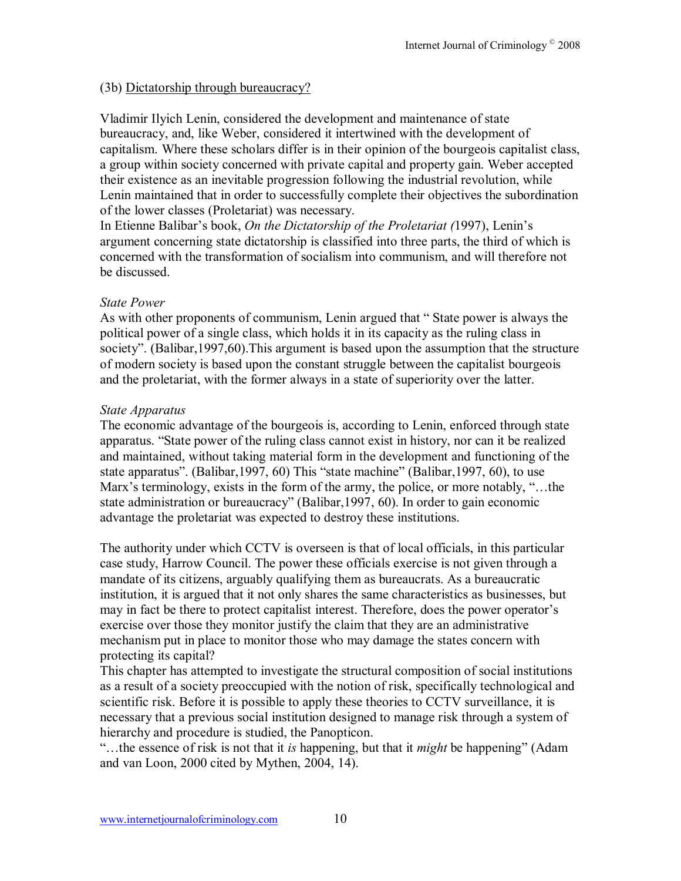### (3b) Dictatorship through bureaucracy?

Vladimir Ilyich Lenin, considered the development and maintenance of state bureaucracy, and, like Weber, considered it intertwined with the development of capitalism. Where these scholars differ is in their opinion of the bourgeois capitalist class, a group within society concerned with private capital and property gain. Weber accepted their existence as an inevitable progression following the industrial revolution, while Lenin maintained that in order to successfully complete their objectives the subordination of the lower classes (Proletariat) was necessary.

In Etienne Balibar's book, *On the Dictatorship of the Proletariat (*1997), Lenin's argument concerning state dictatorship is classified into three parts, the third of which is concerned with the transformation of socialism into communism, and will therefore not be discussed.

*State Power*

As with other proponents of communism, Lenin argued that " State power is always the political power of a single class, which holds it in its capacity as the ruling class in society". (Balibar,1997,60).This argument is based upon the assumption that the structure of modern society is based upon the constant struggle between the capitalist bourgeois and the proletariat, with the former always in a state of superiority over the latter.

*State Apparatus*

The economic advantage of the bourgeois is, according to Lenin, enforced through state apparatus. "State power of the ruling class cannot exist in history, nor can it be realized and maintained, without taking material form in the development and functioning of the state apparatus". (Balibar,1997, 60) This "state machine" (Balibar,1997, 60), to use Marx's terminology, exists in the form of the army, the police, or more notably, "…the state administration or bureaucracy" (Balibar,1997, 60). In order to gain economic advantage the proletariat was expected to destroy these institutions.

The authority under which CCTV is overseen is that of local officials, in this particular case study, Harrow Council. The power these officials exercise is not given through a mandate of its citizens, arguably qualifying them as bureaucrats. As a bureaucratic institution, it is argued that it not only shares the same characteristics as businesses, but may in fact be there to protect capitalist interest. Therefore, does the power operator's exercise over those they monitor justify the claim that they are an administrative mechanism put in place to monitor those who may damage the states concern with protecting its capital?

This chapter has attempted to investigate the structural composition of social institutions as a result of a society preoccupied with the notion of risk, specifically technological and scientific risk. Before it is possible to apply these theories to CCTV surveillance, it is necessary that a previous social institution designed to manage risk through a system of hierarchy and procedure is studied, the Panopticon.

"…the essence of risk is not that it *is* happening, but that it *might* be happening" (Adam and van Loon, 2000 cited by Mythen, 2004, 14).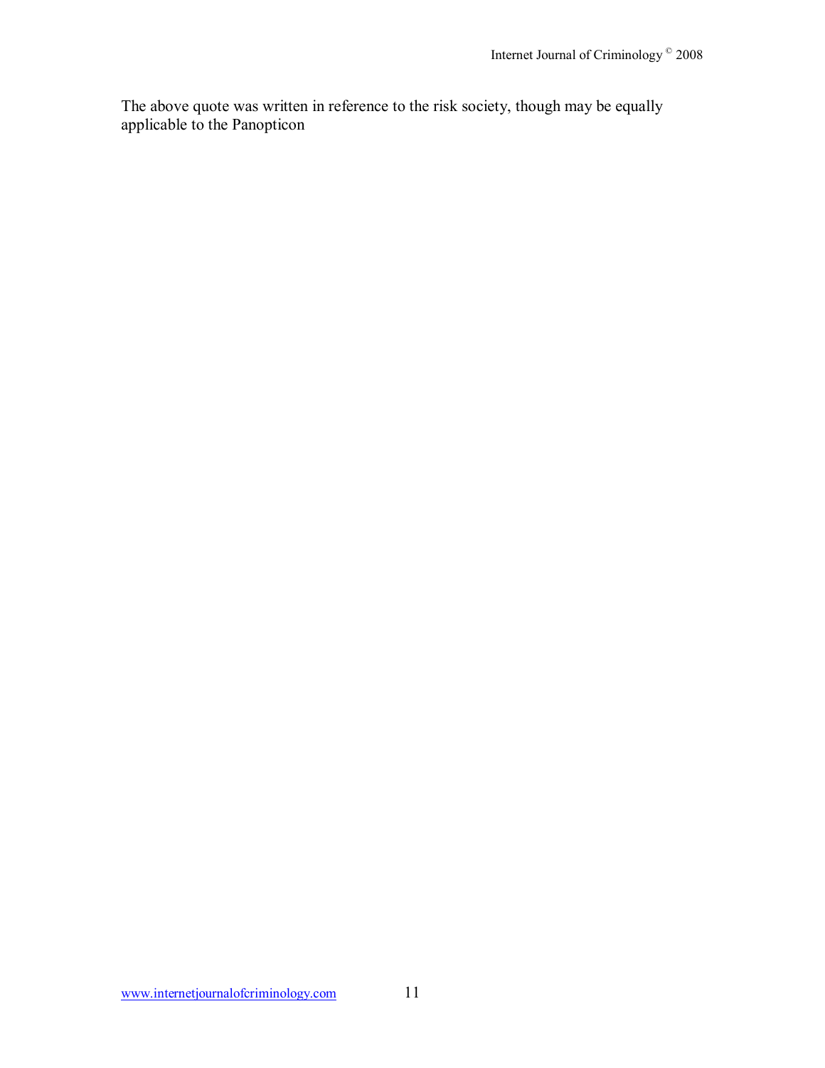The above quote was written in reference to the risk society, though may be equally applicable to the Panopticon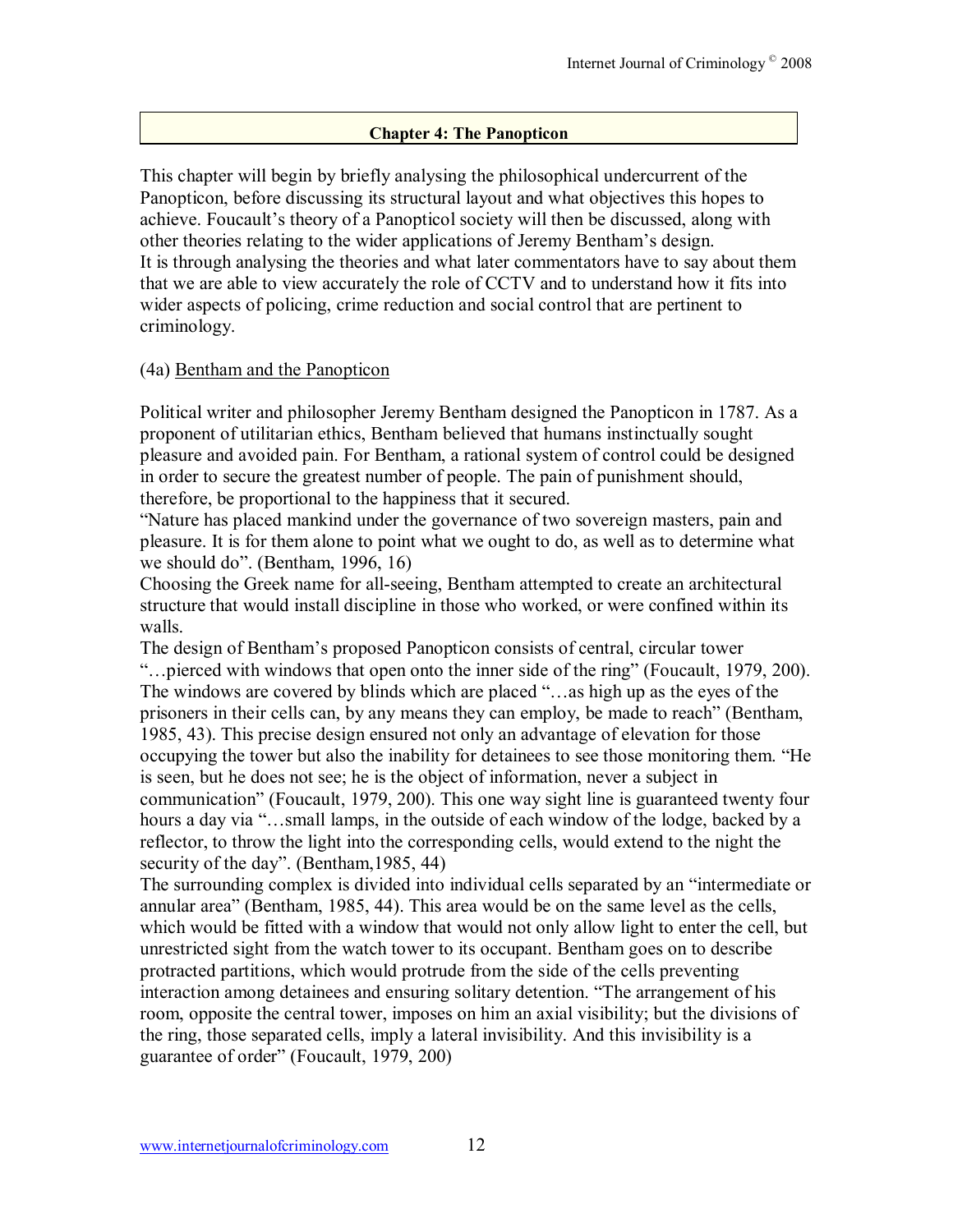## Chapter 4: The Panopticon

This chapter will begin by briefly analysing the philosophical undercurrent of the Panopticon, before discussing its structural layout and what objectives this hopes to achieve. Foucault's theory of a Panopticol society will then be discussed, along with other theories relating to the wider applications of Jeremy Bentham's design. It is through analysing the theories and what later commentators have to say about them that we are able to view accurately the role of CCTV and to understand how it fits into wider aspects of policing, crime reduction and social control that are pertinent to criminology.

### (4a) Bentham and the Panopticon

Political writer and philosopher Jeremy Bentham designed the Panopticon in 1787. As a proponent of utilitarian ethics, Bentham believed that humans instinctually sought pleasure and avoided pain. For Bentham, a rational system of control could be designed in order to secure the greatest number of people. The pain of punishment should, therefore, be proportional to the happiness that it secured.

"Nature has placed mankind under the governance of two sovereign masters, pain and pleasure. It is for them alone to point what we ought to do, as well as to determine what we should do". (Bentham, 1996, 16)

Choosing the Greek name for all-seeing, Bentham attempted to create an architectural structure that would install discipline in those who worked, or were confined within its walls.

The design of Bentham's proposed Panopticon consists of central, circular tower "…pierced with windows that open onto the inner side of the ring" (Foucault, 1979, 200). The windows are covered by blinds which are placed "…as high up as the eyes of the prisoners in their cells can, by any means they can employ, be made to reach" (Bentham, 1985, 43). This precise design ensured not only an advantage of elevation for those occupying the tower but also the inability for detainees to see those monitoring them. "He is seen, but he does not see; he is the object of information, never a subject in communication" (Foucault, 1979, 200). This one way sight line is guaranteed twenty four hours a day via "…small lamps, in the outside of each window of the lodge, backed by a reflector, to throw the light into the corresponding cells, would extend to the night the security of the day". (Bentham,1985, 44)

The surrounding complex is divided into individual cells separated by an "intermediate or annular area" (Bentham, 1985, 44). This area would be on the same level as the cells, which would be fitted with a window that would not only allow light to enter the cell, but unrestricted sight from the watch tower to its occupant. Bentham goes on to describe protracted partitions, which would protrude from the side of the cells preventing interaction among detainees and ensuring solitary detention. "The arrangement of his room, opposite the central tower, imposes on him an axial visibility; but the divisions of the ring, those separated cells, imply a lateral invisibility. And this invisibility is a guarantee of order" (Foucault, 1979, 200)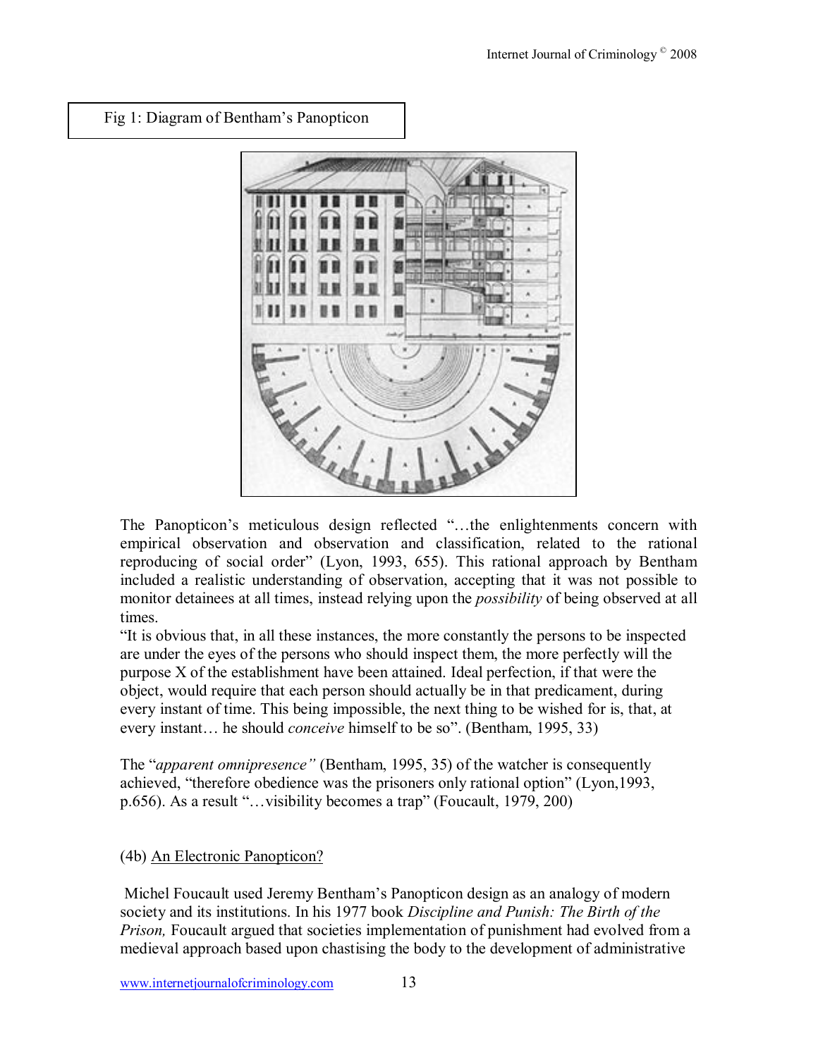Fig 1: Diagram of Bentham's Panopticon

The Panopticon's meticulous design reflected "…the enlightenments concern with empirical observation and observation and classification, related to the rational reproducing of social order" (Lyon, 1993, 655). This rational approach by Bentham included a realistic understanding of observation, accepting that it was not possible to monitor detainees at all times, instead relying upon the *possibility* of being observed at all times.

"It is obvious that, in all these instances, the more constantly the persons to be inspected are under the eyes of the persons who should inspect them, the more perfectly will the purpose X of the establishment have been attained. Ideal perfection, if that were the object, would require that each person should actually be in that predicament, during every instant of time. This being impossible, the next thing to be wished for is, that, at every instant… he should *conceive* himself to be so". (Bentham, 1995, 33)

The "*apparent omnipresence"* (Bentham, 1995, 35) of the watcher is consequently achieved, "therefore obedience was the prisoners only rational option" (Lyon,1993, p.656). As a result "…visibility becomes a trap" (Foucault, 1979, 200)

(4b) An Electronic Panopticon?

Michel Foucault used Jeremy Bentham's Panopticon design as an analogy of modern society and its institutions. In his 1977 book *Discipline and Punish: The Birth of the Prison,* Foucault argued that societies implementation of punishment had evolved from a medieval approach based upon chastising the body to the development of administrative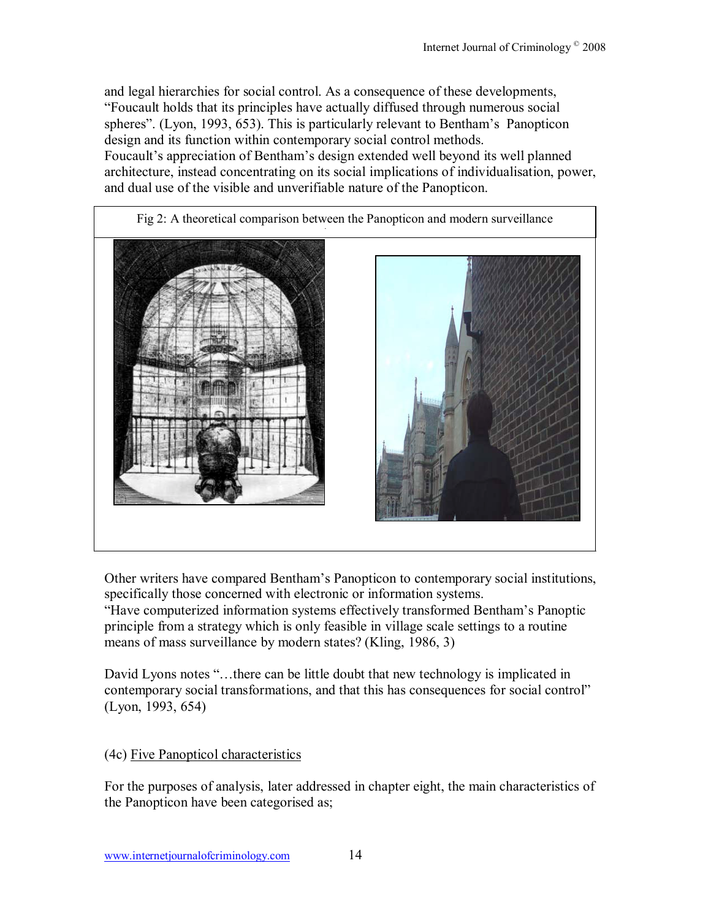and legal hierarchies for social control. As a consequence of these developments, "Foucault holds that its principles have actually diffused through numerous social spheres". (Lyon, 1993, 653). This is particularly relevant to Bentham's Panopticon design and its function within contemporary social control methods.
Foucault's appreciation of Bentham's design extended well beyond its well planned architecture, instead concentrating on its social implications of individualisation, power, and dual use of the visible and unverifiable nature of the Panopticon.

Fig 2: A theoretical comparison between the Panopticon and modern surveillance

Other writers have compared Bentham's Panopticon to contemporary social institutions, specifically those concerned with electronic or information systems.
"Have computerized information systems effectively transformed Bentham's Panoptic principle from a strategy which is only feasible in village scale settings to a routine means of mass surveillance by modern states? (Kling, 1986, 3)

David Lyons notes "…there can be little doubt that new technology is implicated in contemporary social transformations, and that this has consequences for social control" (Lyon, 1993, 654)

(4c) Five Panopticol characteristics

For the purposes of analysis, later addressed in chapter eight, the main characteristics of the Panopticon have been categorised as;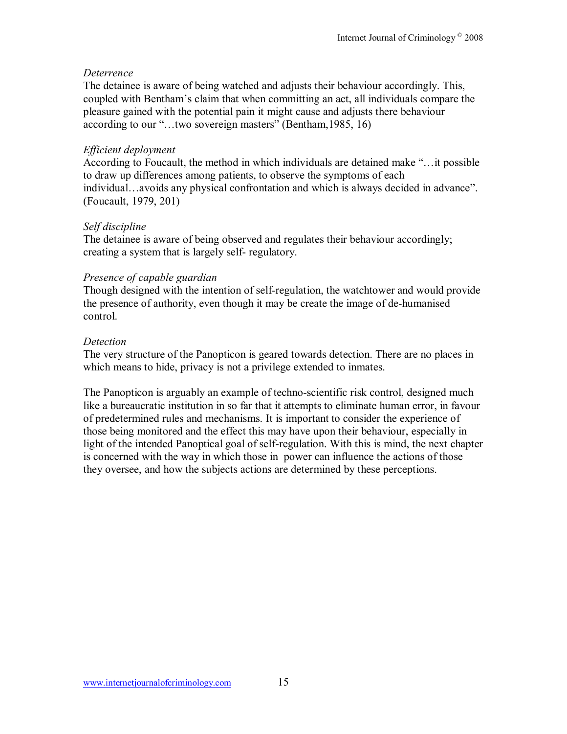*Deterrence*
The detainee is aware of being watched and adjusts their behaviour accordingly. This, coupled with Bentham's claim that when committing an act, all individuals compare the pleasure gained with the potential pain it might cause and adjusts there behaviour according to our "…two sovereign masters" (Bentham,1985, 16)

*Efficient deployment*
According to Foucault, the method in which individuals are detained make "…it possible to draw up differences among patients, to observe the symptoms of each individual…avoids any physical confrontation and which is always decided in advance". (Foucault, 1979, 201)

*Self discipline*
The detainee is aware of being observed and regulates their behaviour accordingly; creating a system that is largely self- regulatory.

*Presence of capable guardian*
Though designed with the intention of self-regulation, the watchtower and would provide the presence of authority, even though it may be create the image of de-humanised control.

*Detection*
The very structure of the Panopticon is geared towards detection. There are no places in which means to hide, privacy is not a privilege extended to inmates.

The Panopticon is arguably an example of techno-scientific risk control, designed much like a bureaucratic institution in so far that it attempts to eliminate human error, in favour of predetermined rules and mechanisms. It is important to consider the experience of those being monitored and the effect this may have upon their behaviour, especially in light of the intended Panoptical goal of self-regulation. With this is mind, the next chapter is concerned with the way in which those in power can influence the actions of those they oversee, and how the subjects actions are determined by these perceptions.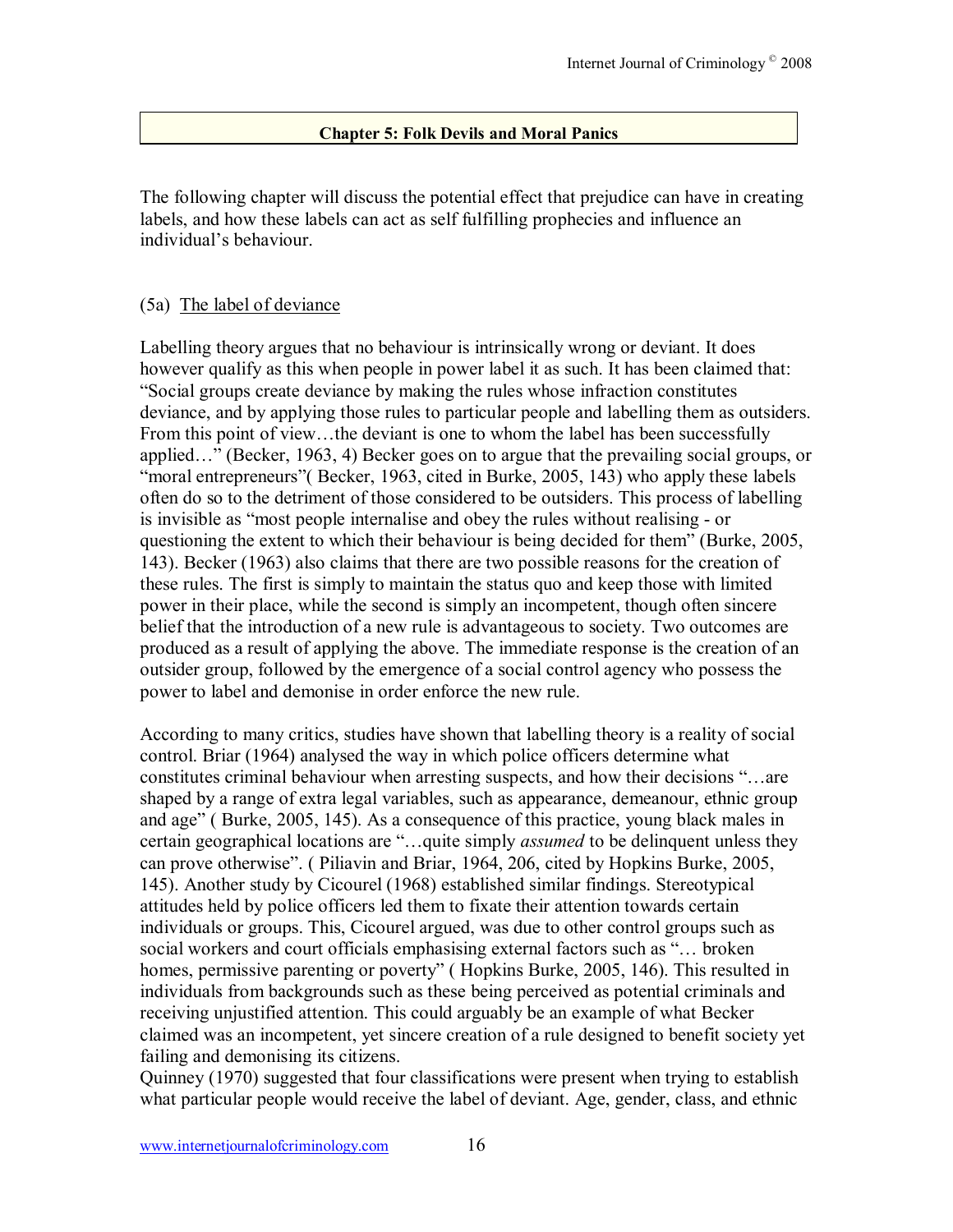## Chapter 5: Folk Devils and Moral Panics

The following chapter will discuss the potential effect that prejudice can have in creating labels, and how these labels can act as self fulfilling prophecies and influence an individual's behaviour.

### (5a) The label of deviance

Labelling theory argues that no behaviour is intrinsically wrong or deviant. It does however qualify as this when people in power label it as such. It has been claimed that: "Social groups create deviance by making the rules whose infraction constitutes deviance, and by applying those rules to particular people and labelling them as outsiders. From this point of view…the deviant is one to whom the label has been successfully applied…" (Becker, 1963, 4) Becker goes on to argue that the prevailing social groups, or "moral entrepreneurs"( Becker, 1963, cited in Burke, 2005, 143) who apply these labels often do so to the detriment of those considered to be outsiders. This process of labelling is invisible as "most people internalise and obey the rules without realising - or questioning the extent to which their behaviour is being decided for them" (Burke, 2005, 143). Becker (1963) also claims that there are two possible reasons for the creation of these rules. The first is simply to maintain the status quo and keep those with limited power in their place, while the second is simply an incompetent, though often sincere belief that the introduction of a new rule is advantageous to society. Two outcomes are produced as a result of applying the above. The immediate response is the creation of an outsider group, followed by the emergence of a social control agency who possess the power to label and demonise in order enforce the new rule.

According to many critics, studies have shown that labelling theory is a reality of social control. Briar (1964) analysed the way in which police officers determine what constitutes criminal behaviour when arresting suspects, and how their decisions "…are shaped by a range of extra legal variables, such as appearance, demeanour, ethnic group and age" ( Burke, 2005, 145). As a consequence of this practice, young black males in certain geographical locations are "…quite simply *assumed* to be delinquent unless they can prove otherwise". ( Piliavin and Briar, 1964, 206, cited by Hopkins Burke, 2005, 145). Another study by Cicourel (1968) established similar findings. Stereotypical attitudes held by police officers led them to fixate their attention towards certain individuals or groups. This, Cicourel argued, was due to other control groups such as social workers and court officials emphasising external factors such as "… broken homes, permissive parenting or poverty" ( Hopkins Burke, 2005, 146). This resulted in individuals from backgrounds such as these being perceived as potential criminals and receiving unjustified attention. This could arguably be an example of what Becker claimed was an incompetent, yet sincere creation of a rule designed to benefit society yet failing and demonising its citizens.
Quinney (1970) suggested that four classifications were present when trying to establish what particular people would receive the label of deviant. Age, gender, class, and ethnic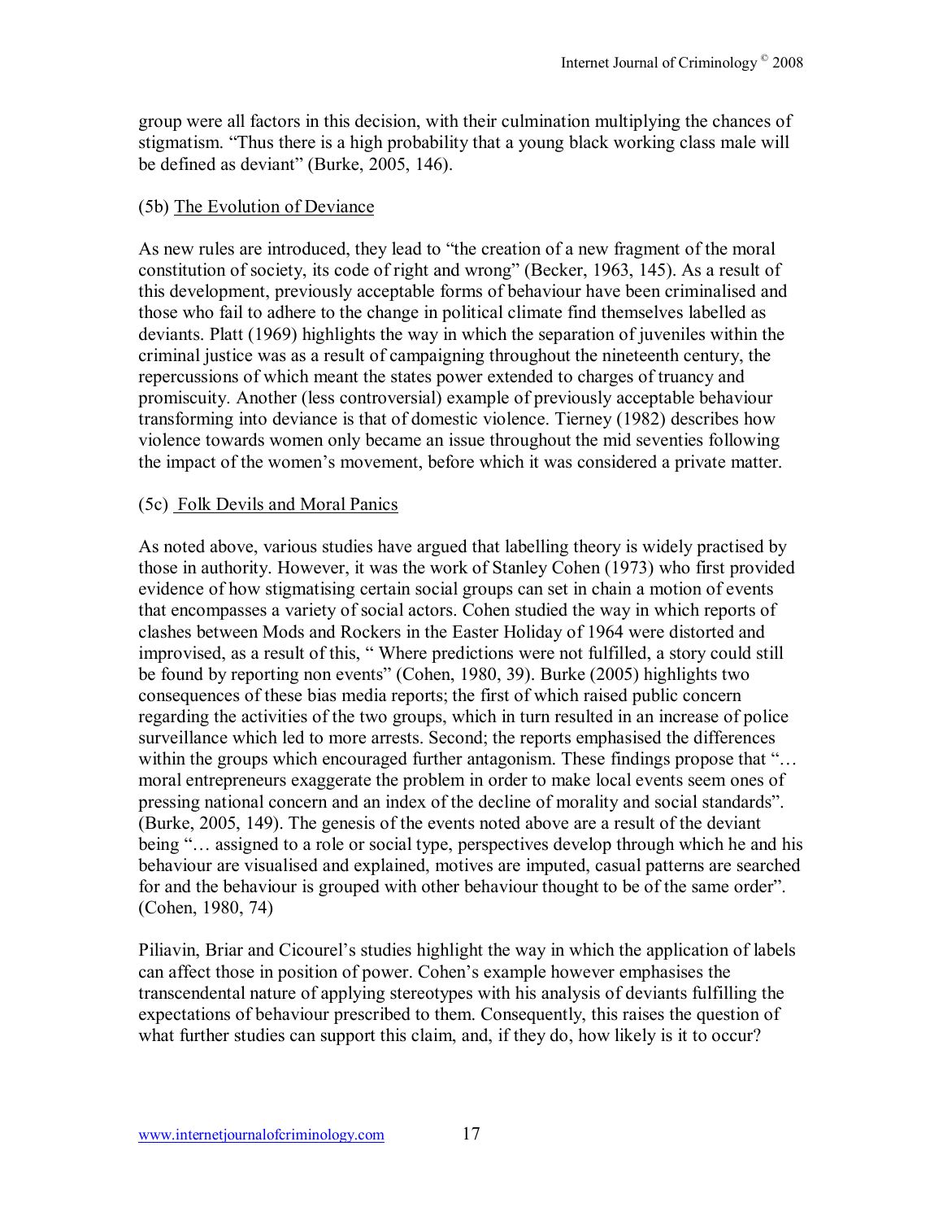group were all factors in this decision, with their culmination multiplying the chances of stigmatism. "Thus there is a high probability that a young black working class male will be defined as deviant" (Burke, 2005, 146).

### (5b) The Evolution of Deviance

As new rules are introduced, they lead to "the creation of a new fragment of the moral constitution of society, its code of right and wrong" (Becker, 1963, 145). As a result of this development, previously acceptable forms of behaviour have been criminalised and those who fail to adhere to the change in political climate find themselves labelled as deviants. Platt (1969) highlights the way in which the separation of juveniles within the criminal justice was as a result of campaigning throughout the nineteenth century, the repercussions of which meant the states power extended to charges of truancy and promiscuity. Another (less controversial) example of previously acceptable behaviour transforming into deviance is that of domestic violence. Tierney (1982) describes how violence towards women only became an issue throughout the mid seventies following the impact of the women's movement, before which it was considered a private matter.

### (5c) Folk Devils and Moral Panics

As noted above, various studies have argued that labelling theory is widely practised by those in authority. However, it was the work of Stanley Cohen (1973) who first provided evidence of how stigmatising certain social groups can set in chain a motion of events that encompasses a variety of social actors. Cohen studied the way in which reports of clashes between Mods and Rockers in the Easter Holiday of 1964 were distorted and improvised, as a result of this, " Where predictions were not fulfilled, a story could still be found by reporting non events" (Cohen, 1980, 39). Burke (2005) highlights two consequences of these bias media reports; the first of which raised public concern regarding the activities of the two groups, which in turn resulted in an increase of police surveillance which led to more arrests. Second; the reports emphasised the differences within the groups which encouraged further antagonism. These findings propose that "… moral entrepreneurs exaggerate the problem in order to make local events seem ones of pressing national concern and an index of the decline of morality and social standards". (Burke, 2005, 149). The genesis of the events noted above are a result of the deviant being "… assigned to a role or social type, perspectives develop through which he and his behaviour are visualised and explained, motives are imputed, casual patterns are searched for and the behaviour is grouped with other behaviour thought to be of the same order". (Cohen, 1980, 74)

Piliavin, Briar and Cicourel's studies highlight the way in which the application of labels can affect those in position of power. Cohen's example however emphasises the transcendental nature of applying stereotypes with his analysis of deviants fulfilling the expectations of behaviour prescribed to them. Consequently, this raises the question of what further studies can support this claim, and, if they do, how likely is it to occur?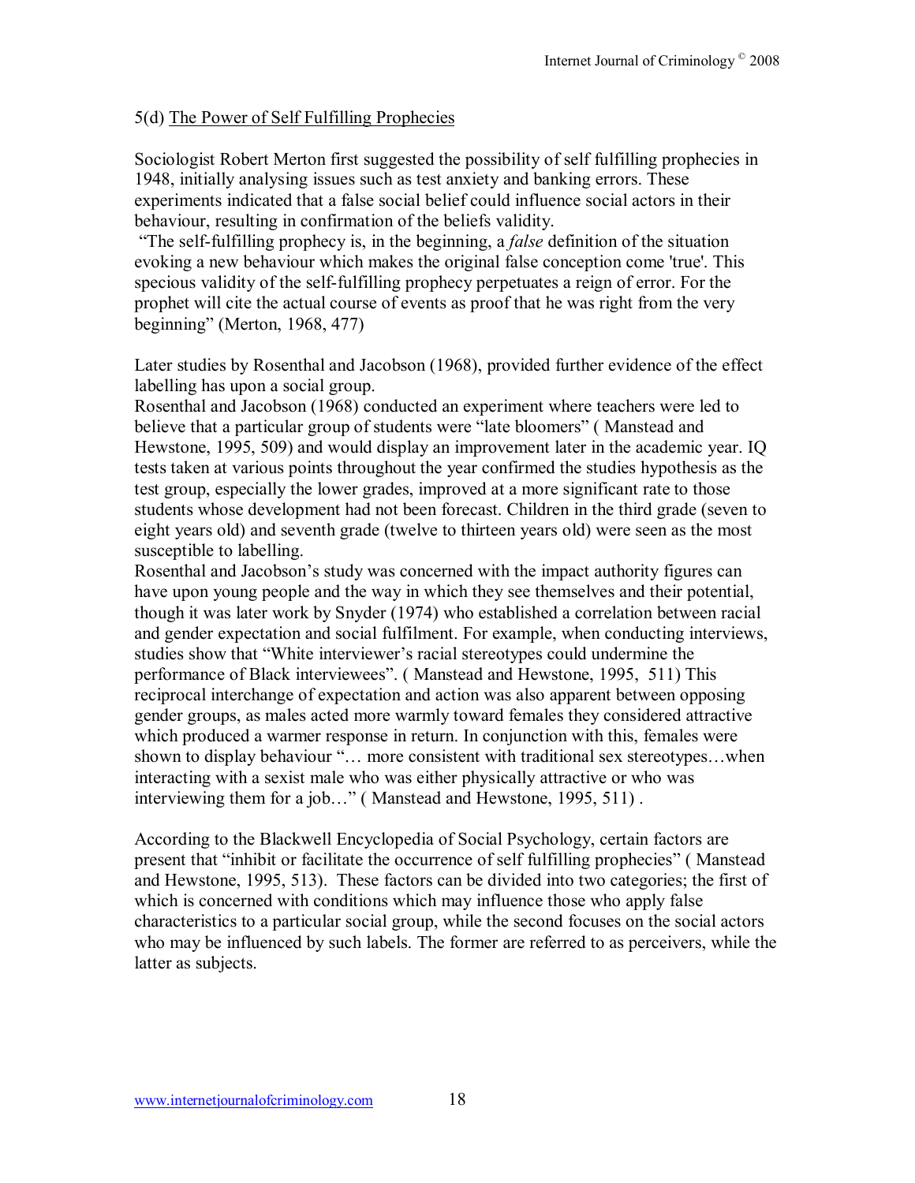5(d) <u>The Power of Self Fulfilling Prophecies</u>

Sociologist Robert Merton first suggested the possibility of self fulfilling prophecies in 1948, initially analysing issues such as test anxiety and banking errors. These experiments indicated that a false social belief could influence social actors in their behaviour, resulting in confirmation of the beliefs validity.

"The self-fulfilling prophecy is, in the beginning, a *false* definition of the situation evoking a new behaviour which makes the original false conception come 'true'. This specious validity of the self-fulfilling prophecy perpetuates a reign of error. For the prophet will cite the actual course of events as proof that he was right from the very beginning" (Merton, 1968, 477)

Later studies by Rosenthal and Jacobson (1968), provided further evidence of the effect labelling has upon a social group.

Rosenthal and Jacobson (1968) conducted an experiment where teachers were led to believe that a particular group of students were "late bloomers" ( Manstead and Hewstone, 1995, 509) and would display an improvement later in the academic year. IQ tests taken at various points throughout the year confirmed the studies hypothesis as the test group, especially the lower grades, improved at a more significant rate to those students whose development had not been forecast. Children in the third grade (seven to eight years old) and seventh grade (twelve to thirteen years old) were seen as the most susceptible to labelling.

Rosenthal and Jacobson's study was concerned with the impact authority figures can have upon young people and the way in which they see themselves and their potential, though it was later work by Snyder (1974) who established a correlation between racial and gender expectation and social fulfilment. For example, when conducting interviews, studies show that "White interviewer's racial stereotypes could undermine the performance of Black interviewees". ( Manstead and Hewstone, 1995, 511) This reciprocal interchange of expectation and action was also apparent between opposing gender groups, as males acted more warmly toward females they considered attractive which produced a warmer response in return. In conjunction with this, females were shown to display behaviour "… more consistent with traditional sex stereotypes…when interacting with a sexist male who was either physically attractive or who was interviewing them for a job…" ( Manstead and Hewstone, 1995, 511) .

According to the Blackwell Encyclopedia of Social Psychology, certain factors are present that "inhibit or facilitate the occurrence of self fulfilling prophecies" ( Manstead and Hewstone, 1995, 513). These factors can be divided into two categories; the first of which is concerned with conditions which may influence those who apply false characteristics to a particular social group, while the second focuses on the social actors who may be influenced by such labels. The former are referred to as perceivers, while the latter as subjects.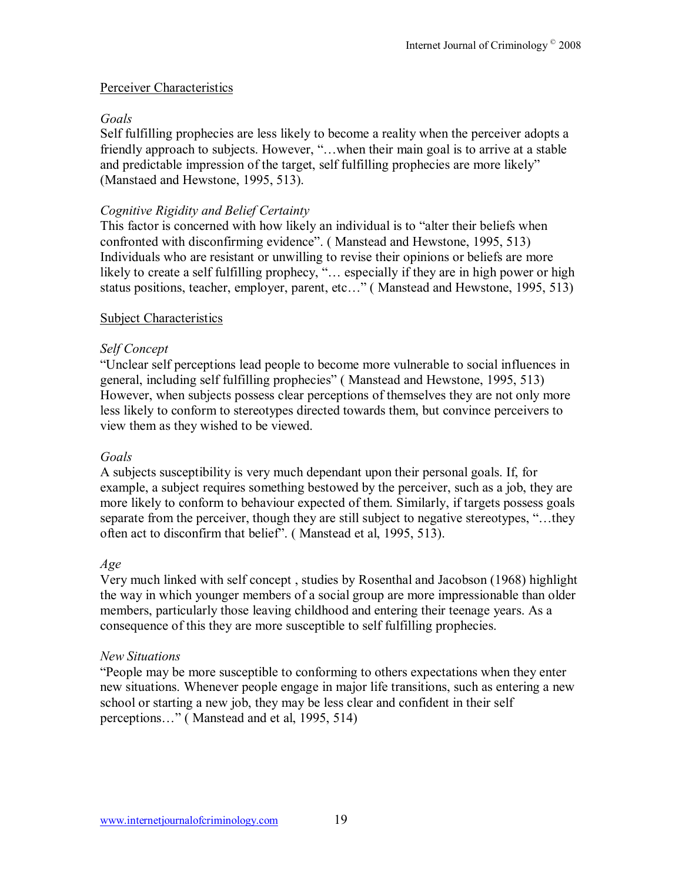<u>Perceiver Characteristics</u>

*Goals*

Self fulfilling prophecies are less likely to become a reality when the perceiver adopts a friendly approach to subjects. However, "…when their main goal is to arrive at a stable and predictable impression of the target, self fulfilling prophecies are more likely" (Manstaed and Hewstone, 1995, 513).

*Cognitive Rigidity and Belief Certainty*

This factor is concerned with how likely an individual is to "alter their beliefs when confronted with disconfirming evidence". ( Manstead and Hewstone, 1995, 513) Individuals who are resistant or unwilling to revise their opinions or beliefs are more likely to create a self fulfilling prophecy, "… especially if they are in high power or high status positions, teacher, employer, parent, etc…" ( Manstead and Hewstone, 1995, 513)

<u>Subject Characteristics</u>

*Self Concept*

"Unclear self perceptions lead people to become more vulnerable to social influences in general, including self fulfilling prophecies" ( Manstead and Hewstone, 1995, 513) However, when subjects possess clear perceptions of themselves they are not only more less likely to conform to stereotypes directed towards them, but convince perceivers to view them as they wished to be viewed.

*Goals*

A subjects susceptibility is very much dependant upon their personal goals. If, for example, a subject requires something bestowed by the perceiver, such as a job, they are more likely to conform to behaviour expected of them. Similarly, if targets possess goals separate from the perceiver, though they are still subject to negative stereotypes, "…they often act to disconfirm that belief". ( Manstead et al, 1995, 513).

*Age*

Very much linked with self concept , studies by Rosenthal and Jacobson (1968) highlight the way in which younger members of a social group are more impressionable than older members, particularly those leaving childhood and entering their teenage years. As a consequence of this they are more susceptible to self fulfilling prophecies.

*New Situations*

"People may be more susceptible to conforming to others expectations when they enter new situations. Whenever people engage in major life transitions, such as entering a new school or starting a new job, they may be less clear and confident in their self perceptions…" ( Manstead and et al, 1995, 514)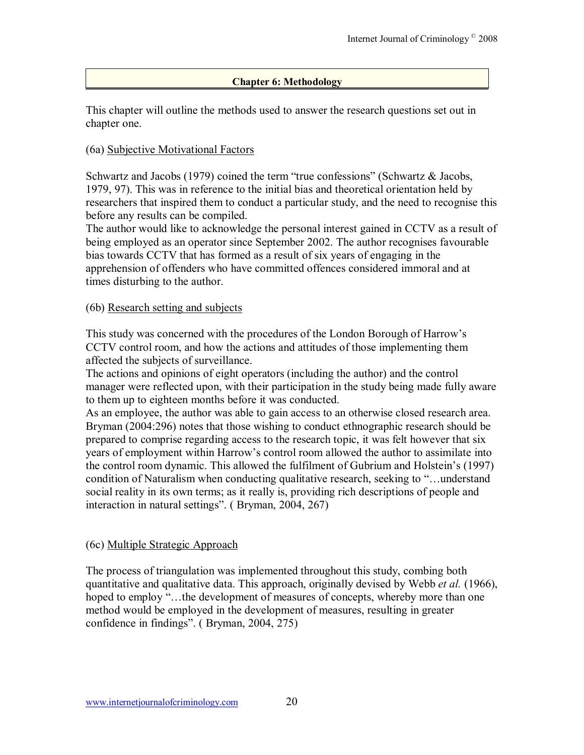## Chapter 6: Methodology

This chapter will outline the methods used to answer the research questions set out in chapter one.

(6a) <u>Subjective Motivational Factors</u>

Schwartz and Jacobs (1979) coined the term "true confessions" (Schwartz & Jacobs, 1979, 97). This was in reference to the initial bias and theoretical orientation held by researchers that inspired them to conduct a particular study, and the need to recognise this before any results can be compiled.
The author would like to acknowledge the personal interest gained in CCTV as a result of being employed as an operator since September 2002. The author recognises favourable bias towards CCTV that has formed as a result of six years of engaging in the apprehension of offenders who have committed offences considered immoral and at times disturbing to the author.

(6b) <u>Research setting and subjects</u>

This study was concerned with the procedures of the London Borough of Harrow's CCTV control room, and how the actions and attitudes of those implementing them affected the subjects of surveillance.
The actions and opinions of eight operators (including the author) and the control manager were reflected upon, with their participation in the study being made fully aware to them up to eighteen months before it was conducted.
As an employee, the author was able to gain access to an otherwise closed research area. Bryman (2004:296) notes that those wishing to conduct ethnographic research should be prepared to comprise regarding access to the research topic, it was felt however that six years of employment within Harrow's control room allowed the author to assimilate into the control room dynamic. This allowed the fulfilment of Gubrium and Holstein's (1997) condition of Naturalism when conducting qualitative research, seeking to "…understand social reality in its own terms; as it really is, providing rich descriptions of people and interaction in natural settings". ( Bryman, 2004, 267)

(6c) <u>Multiple Strategic Approach</u>

The process of triangulation was implemented throughout this study, combing both quantitative and qualitative data. This approach, originally devised by Webb *et al.* (1966), hoped to employ "…the development of measures of concepts, whereby more than one method would be employed in the development of measures, resulting in greater confidence in findings". ( Bryman, 2004, 275)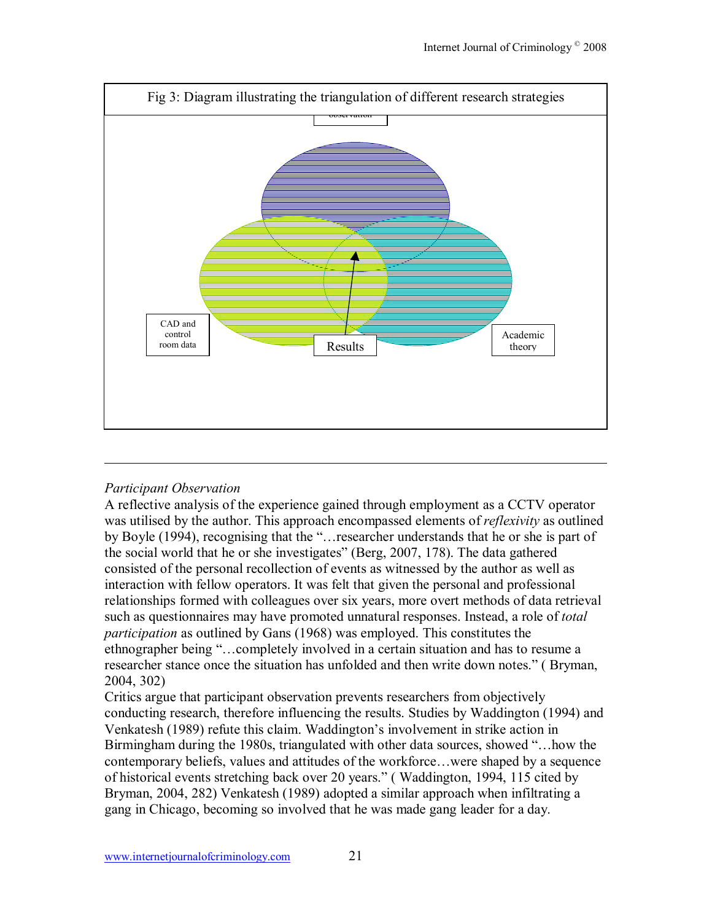Fig 3: Diagram illustrating the triangulation of different research strategies

observation

CAD and control room data

Results

Academic theory

---

*Participant Observation*
A reflective analysis of the experience gained through employment as a CCTV operator was utilised by the author. This approach encompassed elements of *reflexivity* as outlined by Boyle (1994), recognising that the "…researcher understands that he or she is part of the social world that he or she investigates" (Berg, 2007, 178). The data gathered consisted of the personal recollection of events as witnessed by the author as well as interaction with fellow operators. It was felt that given the personal and professional relationships formed with colleagues over six years, more overt methods of data retrieval such as questionnaires may have promoted unnatural responses. Instead, a role of *total participation* as outlined by Gans (1968) was employed. This constitutes the ethnographer being "…completely involved in a certain situation and has to resume a researcher stance once the situation has unfolded and then write down notes." ( Bryman, 2004, 302)
Critics argue that participant observation prevents researchers from objectively conducting research, therefore influencing the results. Studies by Waddington (1994) and Venkatesh (1989) refute this claim. Waddington's involvement in strike action in Birmingham during the 1980s, triangulated with other data sources, showed "…how the contemporary beliefs, values and attitudes of the workforce…were shaped by a sequence of historical events stretching back over 20 years." ( Waddington, 1994, 115 cited by Bryman, 2004, 282) Venkatesh (1989) adopted a similar approach when infiltrating a gang in Chicago, becoming so involved that he was made gang leader for a day.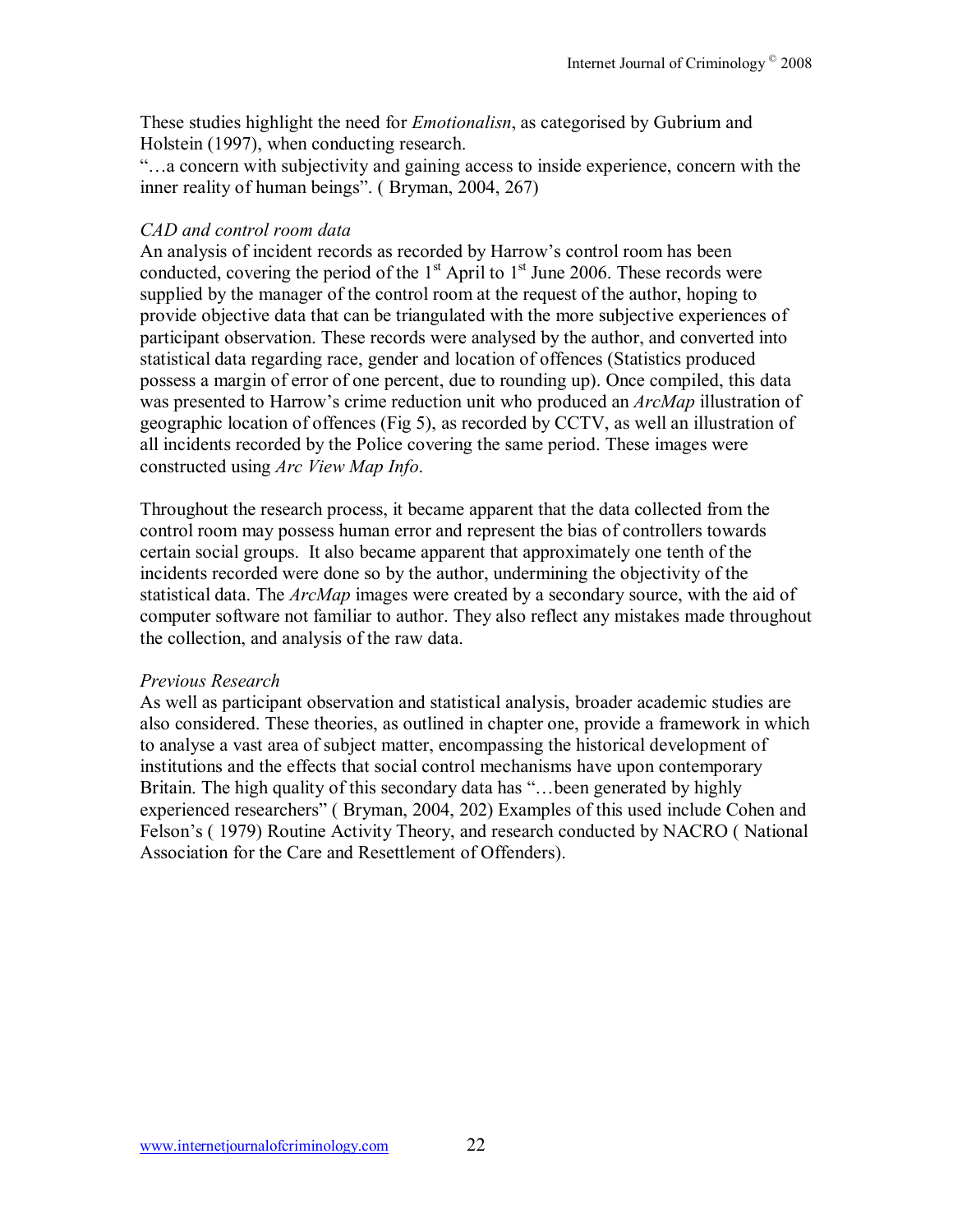These studies highlight the need for *Emotionalisn*, as categorised by Gubrium and Holstein (1997), when conducting research.

"…a concern with subjectivity and gaining access to inside experience, concern with the inner reality of human beings". ( Bryman, 2004, 267)

*CAD and control room data*

An analysis of incident records as recorded by Harrow's control room has been conducted, covering the period of the 1st April to 1st June 2006. These records were supplied by the manager of the control room at the request of the author, hoping to provide objective data that can be triangulated with the more subjective experiences of participant observation. These records were analysed by the author, and converted into statistical data regarding race, gender and location of offences (Statistics produced possess a margin of error of one percent, due to rounding up). Once compiled, this data was presented to Harrow's crime reduction unit who produced an *ArcMap* illustration of geographic location of offences (Fig 5), as recorded by CCTV, as well an illustration of all incidents recorded by the Police covering the same period. These images were constructed using *Arc View Map Info*.

Throughout the research process, it became apparent that the data collected from the control room may possess human error and represent the bias of controllers towards certain social groups. It also became apparent that approximately one tenth of the incidents recorded were done so by the author, undermining the objectivity of the statistical data. The *ArcMap* images were created by a secondary source, with the aid of computer software not familiar to author. They also reflect any mistakes made throughout the collection, and analysis of the raw data.

*Previous Research*

As well as participant observation and statistical analysis, broader academic studies are also considered. These theories, as outlined in chapter one, provide a framework in which to analyse a vast area of subject matter, encompassing the historical development of institutions and the effects that social control mechanisms have upon contemporary Britain. The high quality of this secondary data has "…been generated by highly experienced researchers" ( Bryman, 2004, 202) Examples of this used include Cohen and Felson's ( 1979) Routine Activity Theory, and research conducted by NACRO ( National Association for the Care and Resettlement of Offenders).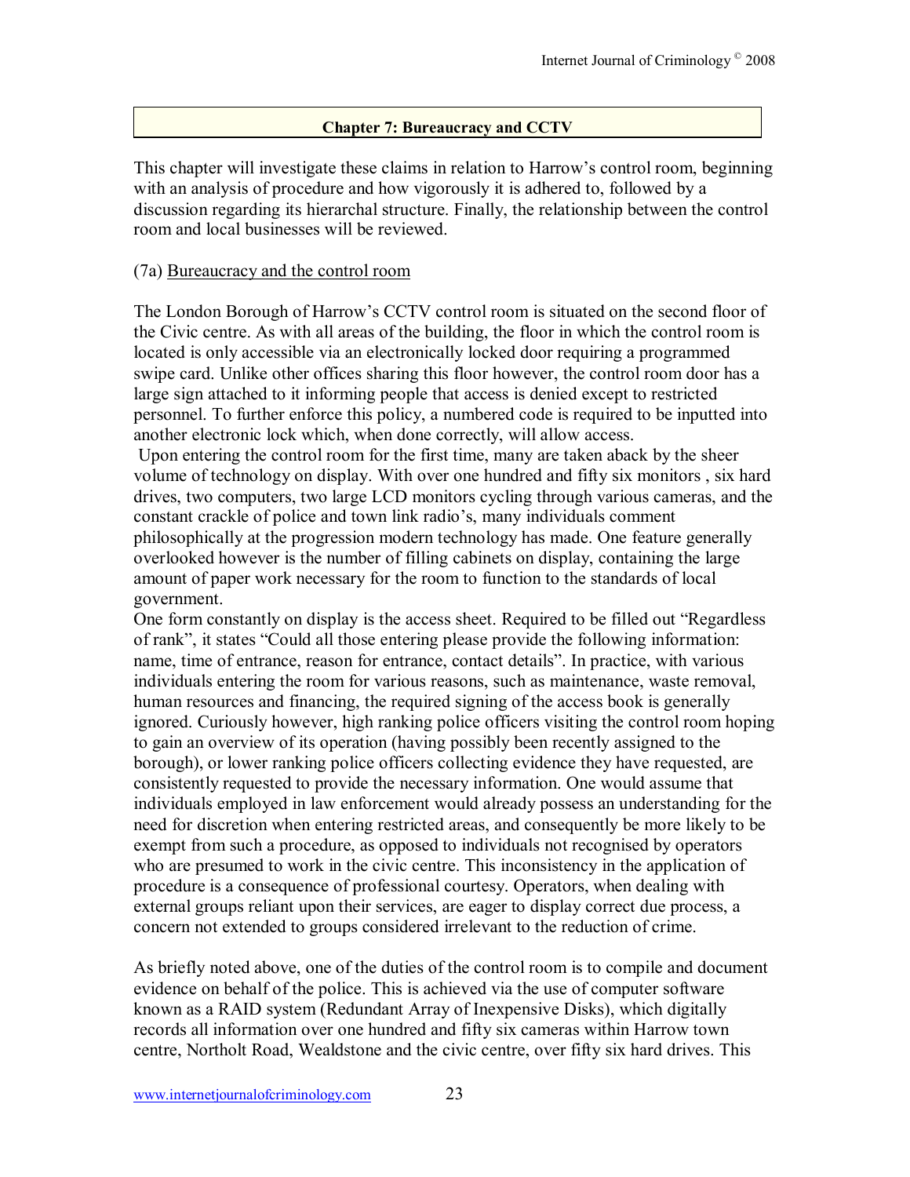## Chapter 7: Bureaucracy and CCTV

This chapter will investigate these claims in relation to Harrow's control room, beginning with an analysis of procedure and how vigorously it is adhered to, followed by a discussion regarding its hierarchal structure. Finally, the relationship between the control room and local businesses will be reviewed.

### (7a) Bureaucracy and the control room

The London Borough of Harrow's CCTV control room is situated on the second floor of the Civic centre. As with all areas of the building, the floor in which the control room is located is only accessible via an electronically locked door requiring a programmed swipe card. Unlike other offices sharing this floor however, the control room door has a large sign attached to it informing people that access is denied except to restricted personnel. To further enforce this policy, a numbered code is required to be inputted into another electronic lock which, when done correctly, will allow access.

Upon entering the control room for the first time, many are taken aback by the sheer volume of technology on display. With over one hundred and fifty six monitors , six hard drives, two computers, two large LCD monitors cycling through various cameras, and the constant crackle of police and town link radio's, many individuals comment philosophically at the progression modern technology has made. One feature generally overlooked however is the number of filling cabinets on display, containing the large amount of paper work necessary for the room to function to the standards of local government.

One form constantly on display is the access sheet. Required to be filled out "Regardless of rank", it states "Could all those entering please provide the following information: name, time of entrance, reason for entrance, contact details". In practice, with various individuals entering the room for various reasons, such as maintenance, waste removal, human resources and financing, the required signing of the access book is generally ignored. Curiously however, high ranking police officers visiting the control room hoping to gain an overview of its operation (having possibly been recently assigned to the borough), or lower ranking police officers collecting evidence they have requested, are consistently requested to provide the necessary information. One would assume that individuals employed in law enforcement would already possess an understanding for the need for discretion when entering restricted areas, and consequently be more likely to be exempt from such a procedure, as opposed to individuals not recognised by operators who are presumed to work in the civic centre. This inconsistency in the application of procedure is a consequence of professional courtesy. Operators, when dealing with external groups reliant upon their services, are eager to display correct due process, a concern not extended to groups considered irrelevant to the reduction of crime.

As briefly noted above, one of the duties of the control room is to compile and document evidence on behalf of the police. This is achieved via the use of computer software known as a RAID system (Redundant Array of Inexpensive Disks), which digitally records all information over one hundred and fifty six cameras within Harrow town centre, Northolt Road, Wealdstone and the civic centre, over fifty six hard drives. This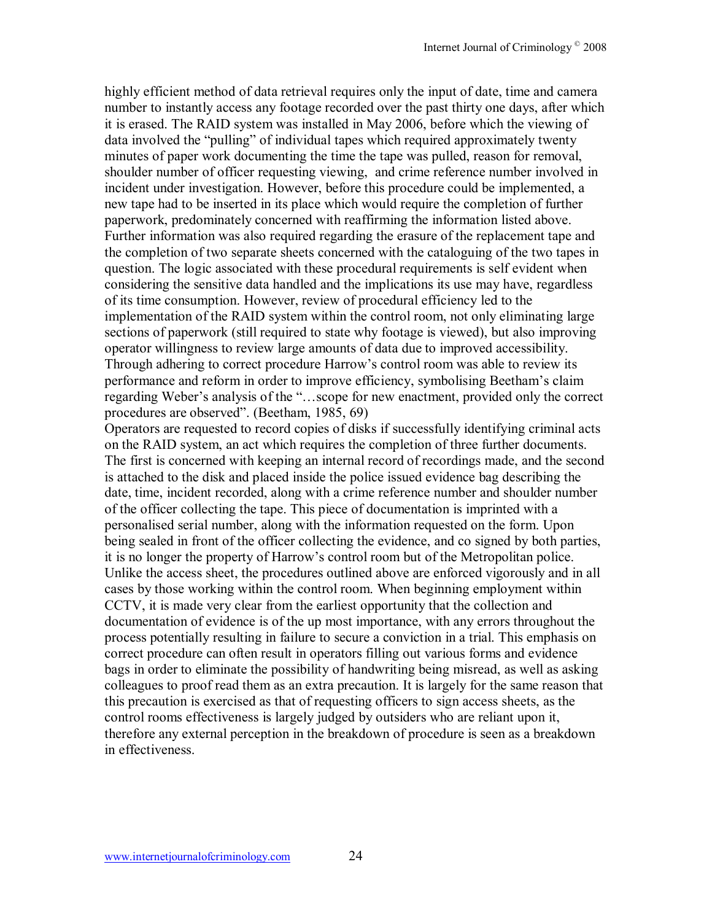highly efficient method of data retrieval requires only the input of date, time and camera number to instantly access any footage recorded over the past thirty one days, after which it is erased. The RAID system was installed in May 2006, before which the viewing of data involved the "pulling" of individual tapes which required approximately twenty minutes of paper work documenting the time the tape was pulled, reason for removal, shoulder number of officer requesting viewing, and crime reference number involved in incident under investigation. However, before this procedure could be implemented, a new tape had to be inserted in its place which would require the completion of further paperwork, predominately concerned with reaffirming the information listed above. Further information was also required regarding the erasure of the replacement tape and the completion of two separate sheets concerned with the cataloguing of the two tapes in question. The logic associated with these procedural requirements is self evident when considering the sensitive data handled and the implications its use may have, regardless of its time consumption. However, review of procedural efficiency led to the implementation of the RAID system within the control room, not only eliminating large sections of paperwork (still required to state why footage is viewed), but also improving operator willingness to review large amounts of data due to improved accessibility. Through adhering to correct procedure Harrow's control room was able to review its performance and reform in order to improve efficiency, symbolising Beetham's claim regarding Weber's analysis of the "…scope for new enactment, provided only the correct procedures are observed". (Beetham, 1985, 69)

Operators are requested to record copies of disks if successfully identifying criminal acts on the RAID system, an act which requires the completion of three further documents. The first is concerned with keeping an internal record of recordings made, and the second is attached to the disk and placed inside the police issued evidence bag describing the date, time, incident recorded, along with a crime reference number and shoulder number of the officer collecting the tape. This piece of documentation is imprinted with a personalised serial number, along with the information requested on the form. Upon being sealed in front of the officer collecting the evidence, and co signed by both parties, it is no longer the property of Harrow's control room but of the Metropolitan police. Unlike the access sheet, the procedures outlined above are enforced vigorously and in all cases by those working within the control room. When beginning employment within CCTV, it is made very clear from the earliest opportunity that the collection and documentation of evidence is of the up most importance, with any errors throughout the process potentially resulting in failure to secure a conviction in a trial. This emphasis on correct procedure can often result in operators filling out various forms and evidence bags in order to eliminate the possibility of handwriting being misread, as well as asking colleagues to proof read them as an extra precaution. It is largely for the same reason that this precaution is exercised as that of requesting officers to sign access sheets, as the control rooms effectiveness is largely judged by outsiders who are reliant upon it, therefore any external perception in the breakdown of procedure is seen as a breakdown in effectiveness.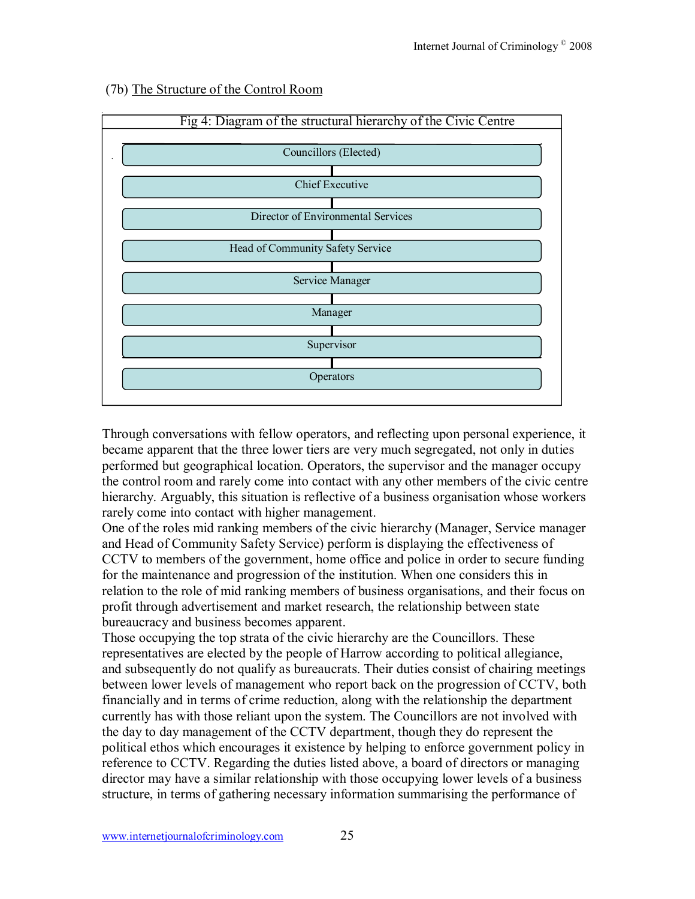(7b) The Structure of the Control Room

Fig 4: Diagram of the structural hierarchy of the Civic Centre

| Fig 4: Diagram of the structural hierarchy of the Civic Centre |
|---|
| Councillors (Elected) |
| Chief Executive |
| Director of Environmental Services |
| Head of Community Safety Service |
| Service Manager |
| Manager |
| Supervisor |
| Operators |

Through conversations with fellow operators, and reflecting upon personal experience, it became apparent that the three lower tiers are very much segregated, not only in duties performed but geographical location. Operators, the supervisor and the manager occupy the control room and rarely come into contact with any other members of the civic centre hierarchy. Arguably, this situation is reflective of a business organisation whose workers rarely come into contact with higher management.

One of the roles mid ranking members of the civic hierarchy (Manager, Service manager and Head of Community Safety Service) perform is displaying the effectiveness of CCTV to members of the government, home office and police in order to secure funding for the maintenance and progression of the institution. When one considers this in relation to the role of mid ranking members of business organisations, and their focus on profit through advertisement and market research, the relationship between state bureaucracy and business becomes apparent.

Those occupying the top strata of the civic hierarchy are the Councillors. These representatives are elected by the people of Harrow according to political allegiance, and subsequently do not qualify as bureaucrats. Their duties consist of chairing meetings between lower levels of management who report back on the progression of CCTV, both financially and in terms of crime reduction, along with the relationship the department currently has with those reliant upon the system. The Councillors are not involved with the day to day management of the CCTV department, though they do represent the political ethos which encourages it existence by helping to enforce government policy in reference to CCTV. Regarding the duties listed above, a board of directors or managing director may have a similar relationship with those occupying lower levels of a business structure, in terms of gathering necessary information summarising the performance of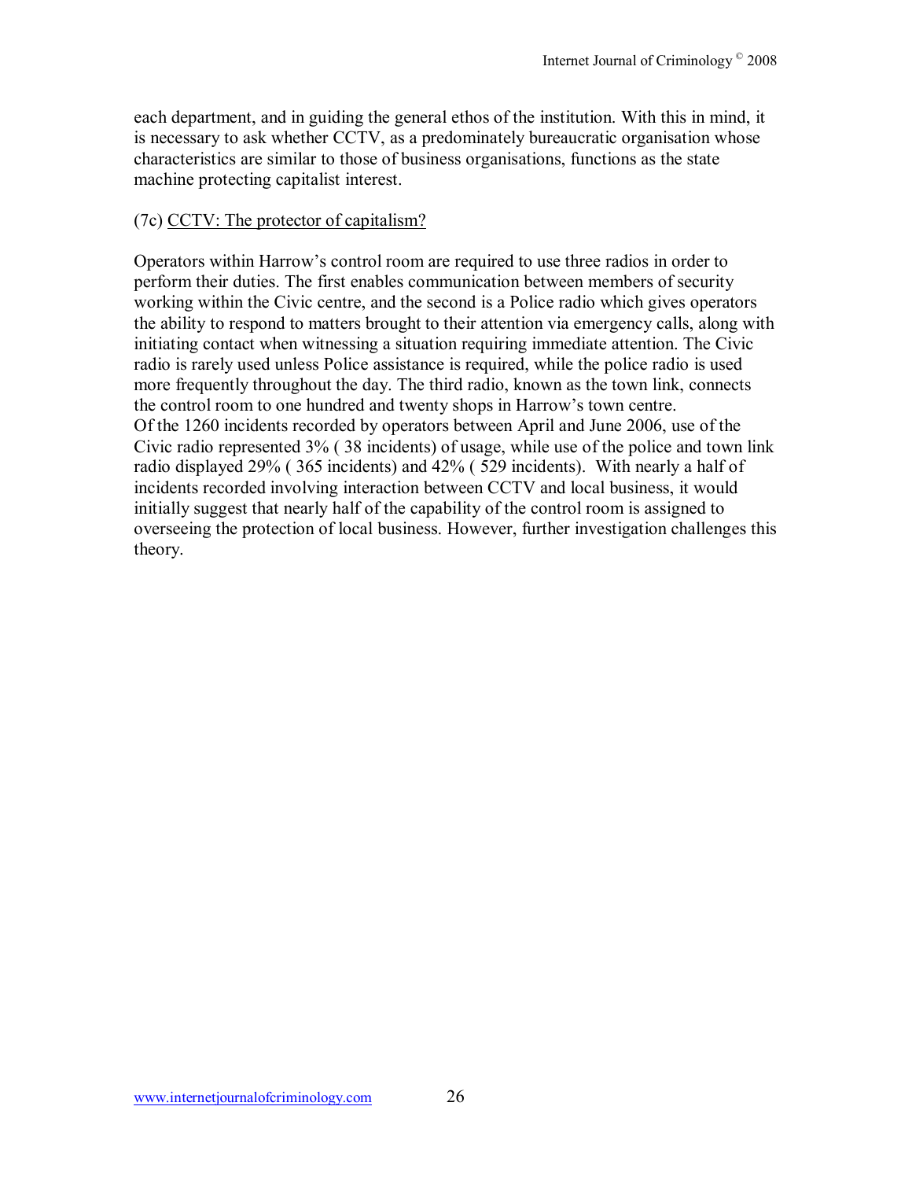each department, and in guiding the general ethos of the institution. With this in mind, it is necessary to ask whether CCTV, as a predominately bureaucratic organisation whose characteristics are similar to those of business organisations, functions as the state machine protecting capitalist interest.

### (7c) CCTV: The protector of capitalism?

Operators within Harrow's control room are required to use three radios in order to perform their duties. The first enables communication between members of security working within the Civic centre, and the second is a Police radio which gives operators the ability to respond to matters brought to their attention via emergency calls, along with initiating contact when witnessing a situation requiring immediate attention. The Civic radio is rarely used unless Police assistance is required, while the police radio is used more frequently throughout the day. The third radio, known as the town link, connects the control room to one hundred and twenty shops in Harrow's town centre.

Of the 1260 incidents recorded by operators between April and June 2006, use of the Civic radio represented 3% ( 38 incidents) of usage, while use of the police and town link radio displayed 29% ( 365 incidents) and 42% ( 529 incidents). With nearly a half of incidents recorded involving interaction between CCTV and local business, it would initially suggest that nearly half of the capability of the control room is assigned to overseeing the protection of local business. However, further investigation challenges this theory.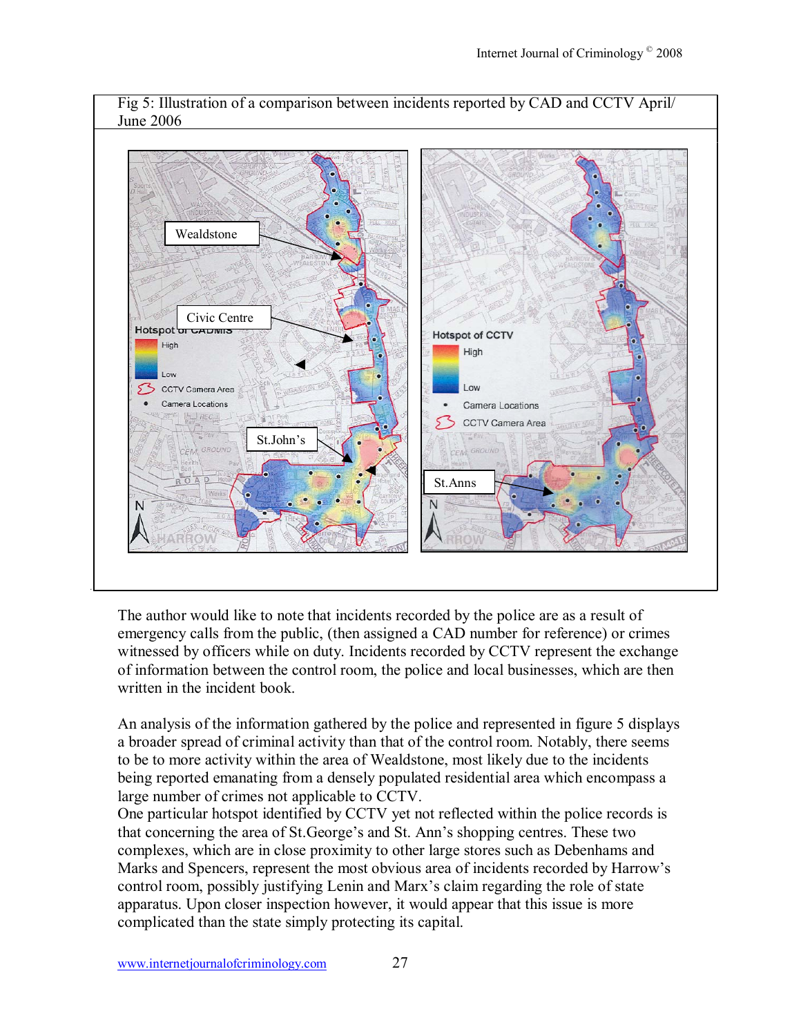Fig 5: Illustration of a comparison between incidents reported by CAD and CCTV April/ June 2006

The author would like to note that incidents recorded by the police are as a result of emergency calls from the public, (then assigned a CAD number for reference) or crimes witnessed by officers while on duty. Incidents recorded by CCTV represent the exchange of information between the control room, the police and local businesses, which are then written in the incident book.

An analysis of the information gathered by the police and represented in figure 5 displays a broader spread of criminal activity than that of the control room. Notably, there seems to be to more activity within the area of Wealdstone, most likely due to the incidents being reported emanating from a densely populated residential area which encompass a large number of crimes not applicable to CCTV.
One particular hotspot identified by CCTV yet not reflected within the police records is that concerning the area of St.George's and St. Ann's shopping centres. These two complexes, which are in close proximity to other large stores such as Debenhams and Marks and Spencers, represent the most obvious area of incidents recorded by Harrow's control room, possibly justifying Lenin and Marx's claim regarding the role of state apparatus. Upon closer inspection however, it would appear that this issue is more complicated than the state simply protecting its capital.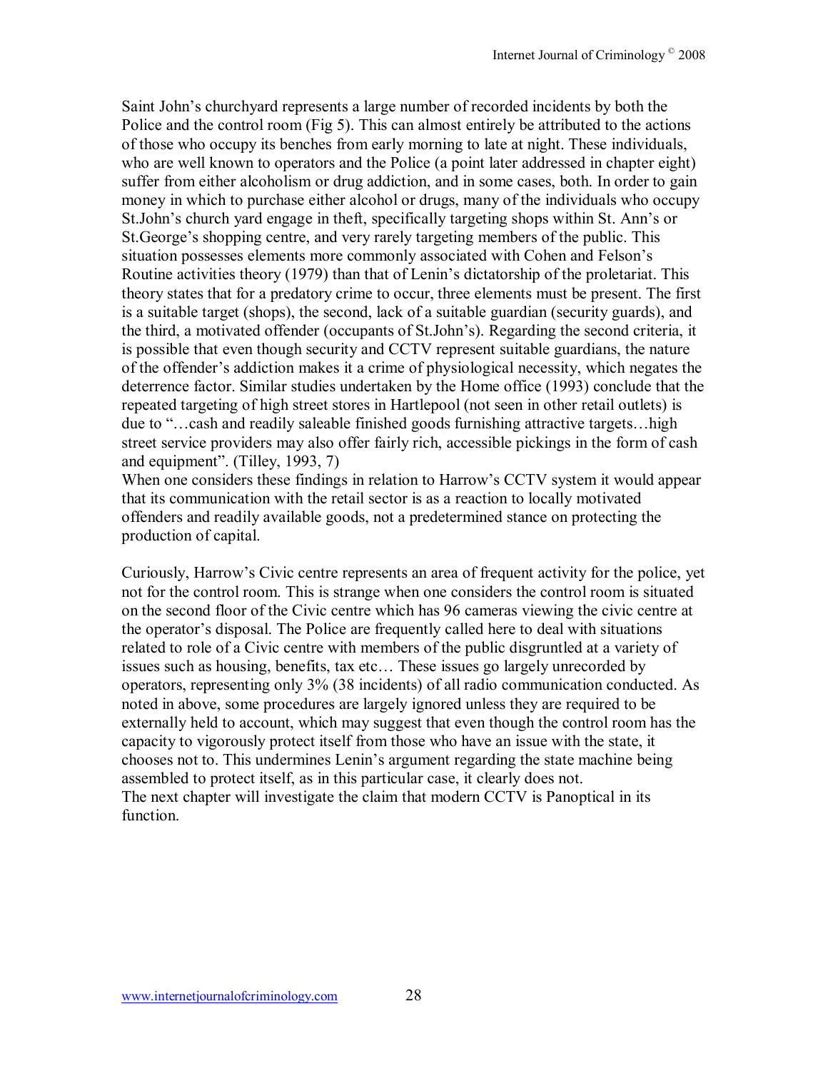Saint John's churchyard represents a large number of recorded incidents by both the Police and the control room (Fig 5). This can almost entirely be attributed to the actions of those who occupy its benches from early morning to late at night. These individuals, who are well known to operators and the Police (a point later addressed in chapter eight) suffer from either alcoholism or drug addiction, and in some cases, both. In order to gain money in which to purchase either alcohol or drugs, many of the individuals who occupy St.John's church yard engage in theft, specifically targeting shops within St. Ann's or St.George's shopping centre, and very rarely targeting members of the public. This situation possesses elements more commonly associated with Cohen and Felson's Routine activities theory (1979) than that of Lenin's dictatorship of the proletariat. This theory states that for a predatory crime to occur, three elements must be present. The first is a suitable target (shops), the second, lack of a suitable guardian (security guards), and the third, a motivated offender (occupants of St.John's). Regarding the second criteria, it is possible that even though security and CCTV represent suitable guardians, the nature of the offender's addiction makes it a crime of physiological necessity, which negates the deterrence factor. Similar studies undertaken by the Home office (1993) conclude that the repeated targeting of high street stores in Hartlepool (not seen in other retail outlets) is due to "…cash and readily saleable finished goods furnishing attractive targets…high street service providers may also offer fairly rich, accessible pickings in the form of cash and equipment". (Tilley, 1993, 7)
When one considers these findings in relation to Harrow's CCTV system it would appear that its communication with the retail sector is as a reaction to locally motivated offenders and readily available goods, not a predetermined stance on protecting the production of capital.

Curiously, Harrow's Civic centre represents an area of frequent activity for the police, yet not for the control room. This is strange when one considers the control room is situated on the second floor of the Civic centre which has 96 cameras viewing the civic centre at the operator's disposal. The Police are frequently called here to deal with situations related to role of a Civic centre with members of the public disgruntled at a variety of issues such as housing, benefits, tax etc… These issues go largely unrecorded by operators, representing only 3% (38 incidents) of all radio communication conducted. As noted in above, some procedures are largely ignored unless they are required to be externally held to account, which may suggest that even though the control room has the capacity to vigorously protect itself from those who have an issue with the state, it chooses not to. This undermines Lenin's argument regarding the state machine being assembled to protect itself, as in this particular case, it clearly does not.
The next chapter will investigate the claim that modern CCTV is Panoptical in its function.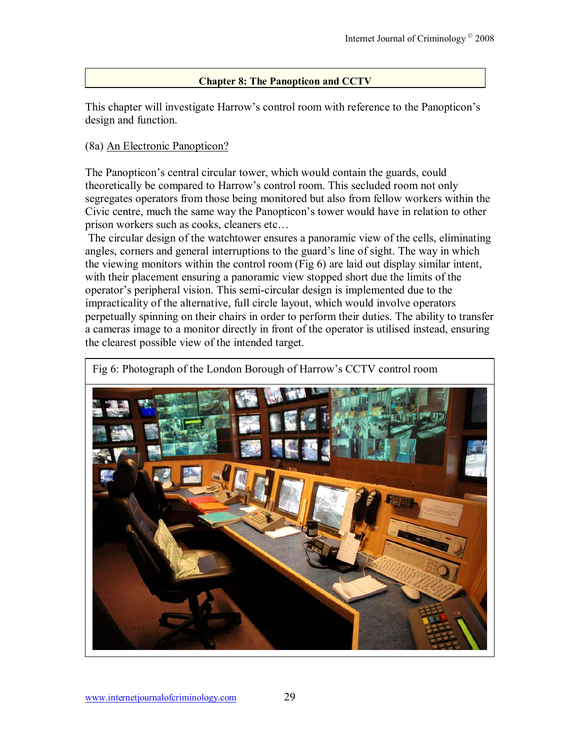## Chapter 8: The Panopticon and CCTV

This chapter will investigate Harrow's control room with reference to the Panopticon's design and function.

### (8a) An Electronic Panopticon?

The Panopticon's central circular tower, which would contain the guards, could theoretically be compared to Harrow's control room. This secluded room not only segregates operators from those being monitored but also from fellow workers within the Civic centre, much the same way the Panopticon's tower would have in relation to other prison workers such as cooks, cleaners etc…

The circular design of the watchtower ensures a panoramic view of the cells, eliminating angles, corners and general interruptions to the guard's line of sight. The way in which the viewing monitors within the control room (Fig 6) are laid out display similar intent, with their placement ensuring a panoramic view stopped short due the limits of the operator's peripheral vision. This semi-circular design is implemented due to the impracticality of the alternative, full circle layout, which would involve operators perpetually spinning on their chairs in order to perform their duties. The ability to transfer a cameras image to a monitor directly in front of the operator is utilised instead, ensuring the clearest possible view of the intended target.

Fig 6: Photograph of the London Borough of Harrow's CCTV control room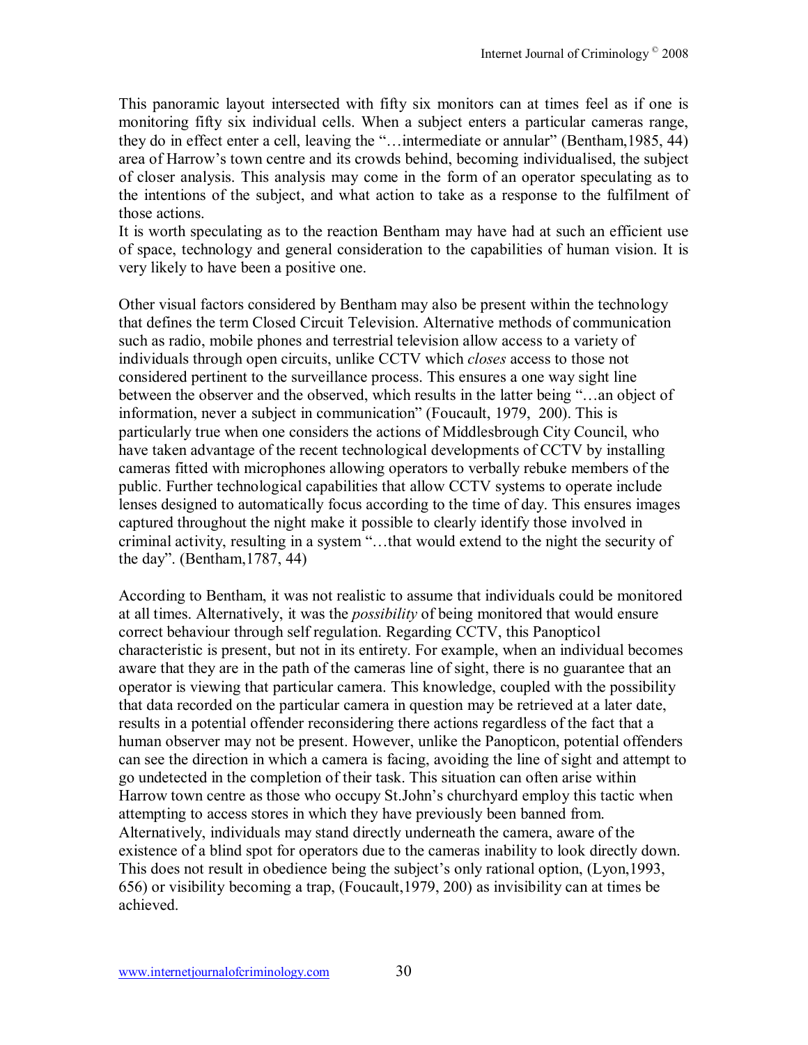This panoramic layout intersected with fifty six monitors can at times feel as if one is monitoring fifty six individual cells. When a subject enters a particular cameras range, they do in effect enter a cell, leaving the "…intermediate or annular" (Bentham,1985, 44) area of Harrow's town centre and its crowds behind, becoming individualised, the subject of closer analysis. This analysis may come in the form of an operator speculating as to the intentions of the subject, and what action to take as a response to the fulfilment of those actions.
It is worth speculating as to the reaction Bentham may have had at such an efficient use of space, technology and general consideration to the capabilities of human vision. It is very likely to have been a positive one.

Other visual factors considered by Bentham may also be present within the technology that defines the term Closed Circuit Television. Alternative methods of communication such as radio, mobile phones and terrestrial television allow access to a variety of individuals through open circuits, unlike CCTV which *closes* access to those not considered pertinent to the surveillance process. This ensures a one way sight line between the observer and the observed, which results in the latter being "…an object of information, never a subject in communication" (Foucault, 1979, 200). This is particularly true when one considers the actions of Middlesbrough City Council, who have taken advantage of the recent technological developments of CCTV by installing cameras fitted with microphones allowing operators to verbally rebuke members of the public. Further technological capabilities that allow CCTV systems to operate include lenses designed to automatically focus according to the time of day. This ensures images captured throughout the night make it possible to clearly identify those involved in criminal activity, resulting in a system "…that would extend to the night the security of the day". (Bentham,1787, 44)

According to Bentham, it was not realistic to assume that individuals could be monitored at all times. Alternatively, it was the *possibility* of being monitored that would ensure correct behaviour through self regulation. Regarding CCTV, this Panopticol characteristic is present, but not in its entirety. For example, when an individual becomes aware that they are in the path of the cameras line of sight, there is no guarantee that an operator is viewing that particular camera. This knowledge, coupled with the possibility that data recorded on the particular camera in question may be retrieved at a later date, results in a potential offender reconsidering there actions regardless of the fact that a human observer may not be present. However, unlike the Panopticon, potential offenders can see the direction in which a camera is facing, avoiding the line of sight and attempt to go undetected in the completion of their task. This situation can often arise within Harrow town centre as those who occupy St.John's churchyard employ this tactic when attempting to access stores in which they have previously been banned from. Alternatively, individuals may stand directly underneath the camera, aware of the existence of a blind spot for operators due to the cameras inability to look directly down. This does not result in obedience being the subject's only rational option, (Lyon,1993, 656) or visibility becoming a trap, (Foucault,1979, 200) as invisibility can at times be achieved.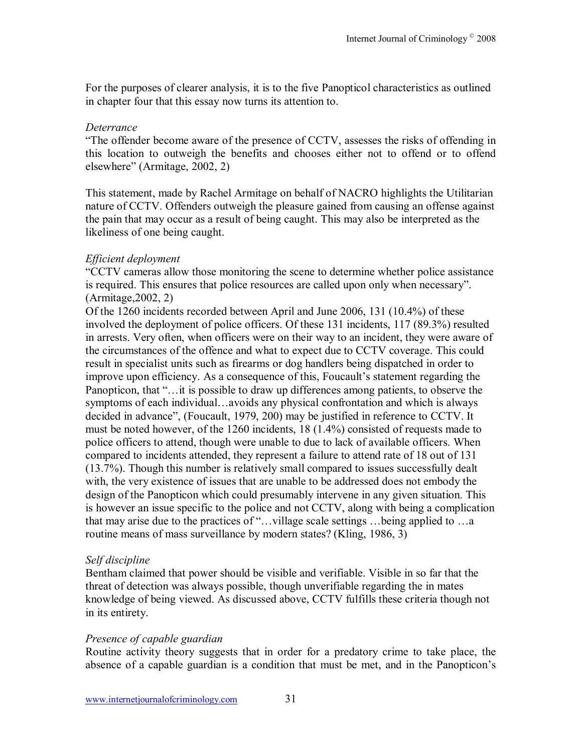For the purposes of clearer analysis, it is to the five Panopticol characteristics as outlined in chapter four that this essay now turns its attention to.

*Deterrance*

"The offender become aware of the presence of CCTV, assesses the risks of offending in this location to outweigh the benefits and chooses either not to offend or to offend elsewhere" (Armitage, 2002, 2)

This statement, made by Rachel Armitage on behalf of NACRO highlights the Utilitarian nature of CCTV. Offenders outweigh the pleasure gained from causing an offense against the pain that may occur as a result of being caught. This may also be interpreted as the likeliness of one being caught.

*Efficient deployment*

"CCTV cameras allow those monitoring the scene to determine whether police assistance is required. This ensures that police resources are called upon only when necessary". (Armitage,2002, 2)

Of the 1260 incidents recorded between April and June 2006, 131 (10.4%) of these involved the deployment of police officers. Of these 131 incidents, 117 (89.3%) resulted in arrests. Very often, when officers were on their way to an incident, they were aware of the circumstances of the offence and what to expect due to CCTV coverage. This could result in specialist units such as firearms or dog handlers being dispatched in order to improve upon efficiency. As a consequence of this, Foucault's statement regarding the Panopticon, that "…it is possible to draw up differences among patients, to observe the symptoms of each individual…avoids any physical confrontation and which is always decided in advance", (Foucault, 1979, 200) may be justified in reference to CCTV. It must be noted however, of the 1260 incidents, 18 (1.4%) consisted of requests made to police officers to attend, though were unable to due to lack of available officers. When compared to incidents attended, they represent a failure to attend rate of 18 out of 131 (13.7%). Though this number is relatively small compared to issues successfully dealt with, the very existence of issues that are unable to be addressed does not embody the design of the Panopticon which could presumably intervene in any given situation. This is however an issue specific to the police and not CCTV, along with being a complication that may arise due to the practices of "…village scale settings …being applied to …a routine means of mass surveillance by modern states? (Kling, 1986, 3)

*Self discipline*

Bentham claimed that power should be visible and verifiable. Visible in so far that the threat of detection was always possible, though unverifiable regarding the in mates knowledge of being viewed. As discussed above, CCTV fulfills these criteria though not in its entirety.

*Presence of capable guardian*

Routine activity theory suggests that in order for a predatory crime to take place, the absence of a capable guardian is a condition that must be met, and in the Panopticon's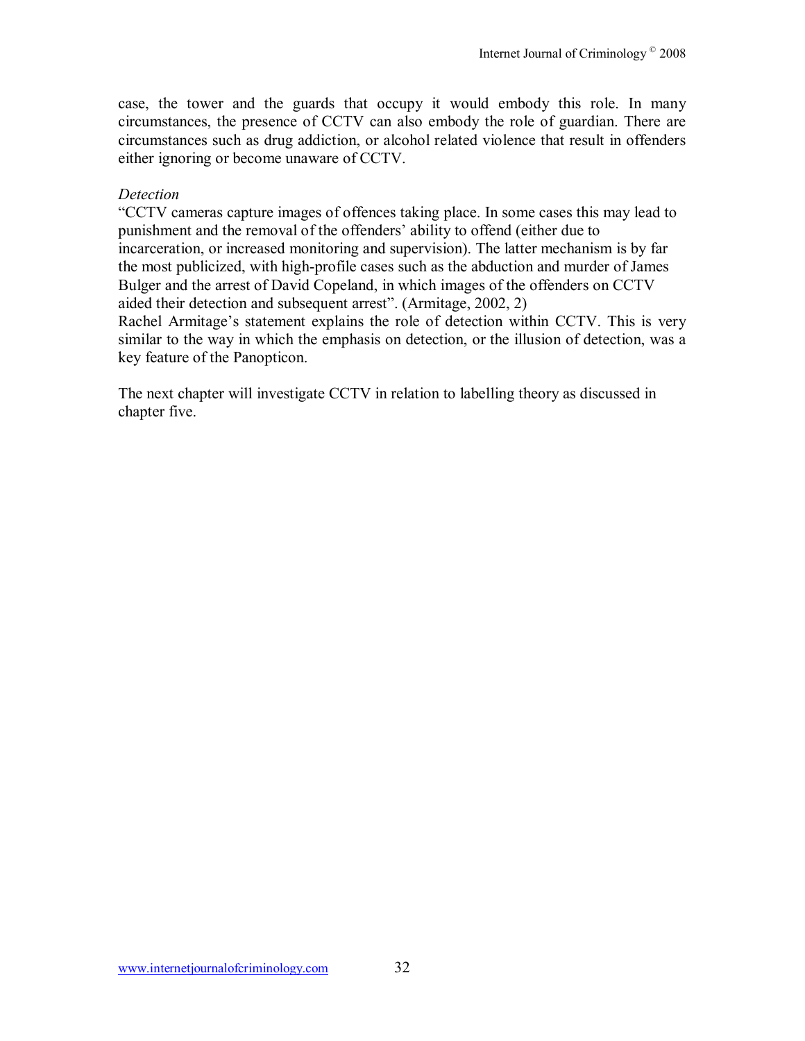case, the tower and the guards that occupy it would embody this role. In many circumstances, the presence of CCTV can also embody the role of guardian. There are circumstances such as drug addiction, or alcohol related violence that result in offenders either ignoring or become unaware of CCTV.

*Detection*

"CCTV cameras capture images of offences taking place. In some cases this may lead to punishment and the removal of the offenders' ability to offend (either due to incarceration, or increased monitoring and supervision). The latter mechanism is by far the most publicized, with high-profile cases such as the abduction and murder of James Bulger and the arrest of David Copeland, in which images of the offenders on CCTV aided their detection and subsequent arrest". (Armitage, 2002, 2)

Rachel Armitage's statement explains the role of detection within CCTV. This is very similar to the way in which the emphasis on detection, or the illusion of detection, was a key feature of the Panopticon.

The next chapter will investigate CCTV in relation to labelling theory as discussed in chapter five.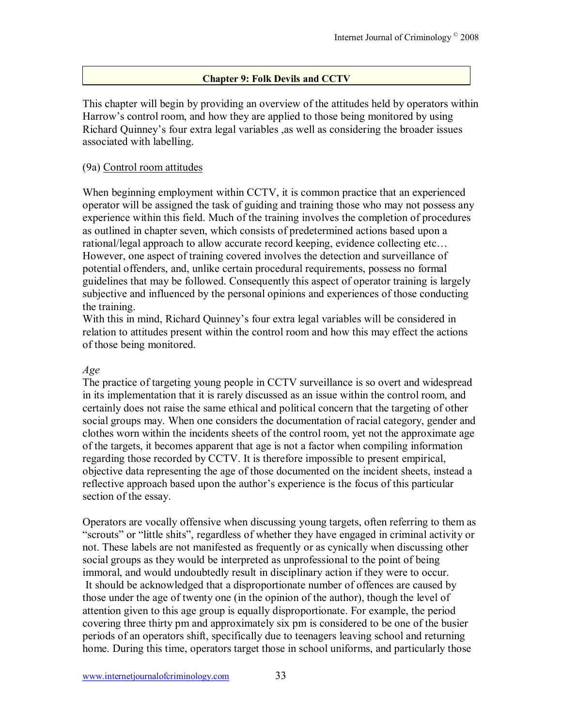## Chapter 9: Folk Devils and CCTV

This chapter will begin by providing an overview of the attitudes held by operators within Harrow's control room, and how they are applied to those being monitored by using Richard Quinney's four extra legal variables ,as well as considering the broader issues associated with labelling.

### (9a) Control room attitudes

When beginning employment within CCTV, it is common practice that an experienced operator will be assigned the task of guiding and training those who may not possess any experience within this field. Much of the training involves the completion of procedures as outlined in chapter seven, which consists of predetermined actions based upon a rational/legal approach to allow accurate record keeping, evidence collecting etc… However, one aspect of training covered involves the detection and surveillance of potential offenders, and, unlike certain procedural requirements, possess no formal guidelines that may be followed. Consequently this aspect of operator training is largely subjective and influenced by the personal opinions and experiences of those conducting the training.
With this in mind, Richard Quinney's four extra legal variables will be considered in relation to attitudes present within the control room and how this may effect the actions of those being monitored.

*Age*
The practice of targeting young people in CCTV surveillance is so overt and widespread in its implementation that it is rarely discussed as an issue within the control room, and certainly does not raise the same ethical and political concern that the targeting of other social groups may. When one considers the documentation of racial category, gender and clothes worn within the incidents sheets of the control room, yet not the approximate age of the targets, it becomes apparent that age is not a factor when compiling information regarding those recorded by CCTV. It is therefore impossible to present empirical, objective data representing the age of those documented on the incident sheets, instead a reflective approach based upon the author's experience is the focus of this particular section of the essay.

Operators are vocally offensive when discussing young targets, often referring to them as "scrouts" or "little shits", regardless of whether they have engaged in criminal activity or not. These labels are not manifested as frequently or as cynically when discussing other social groups as they would be interpreted as unprofessional to the point of being immoral, and would undoubtedly result in disciplinary action if they were to occur.
It should be acknowledged that a disproportionate number of offences are caused by those under the age of twenty one (in the opinion of the author), though the level of attention given to this age group is equally disproportionate. For example, the period covering three thirty pm and approximately six pm is considered to be one of the busier periods of an operators shift, specifically due to teenagers leaving school and returning home. During this time, operators target those in school uniforms, and particularly those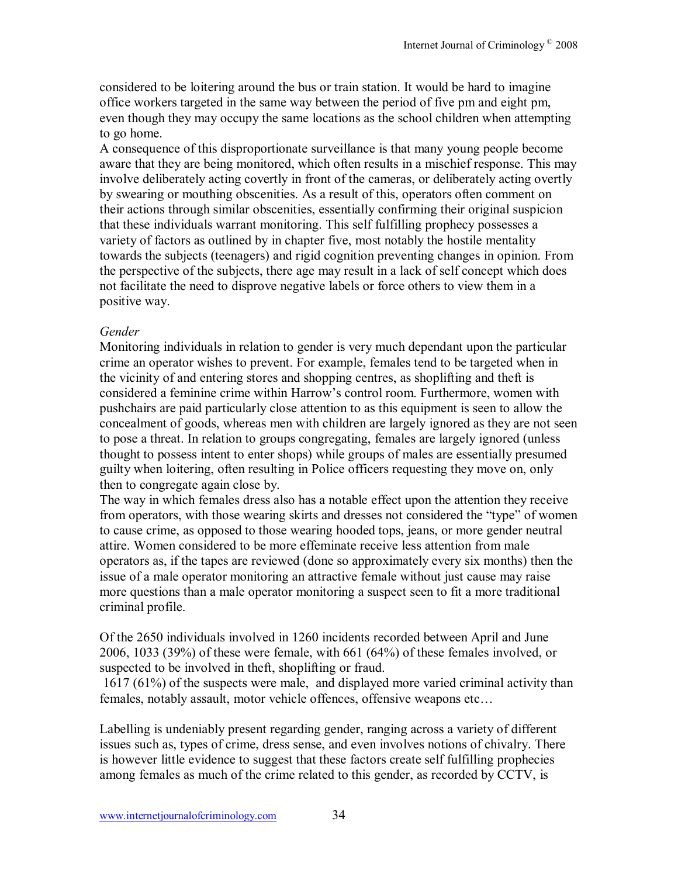considered to be loitering around the bus or train station. It would be hard to imagine office workers targeted in the same way between the period of five pm and eight pm, even though they may occupy the same locations as the school children when attempting to go home.

A consequence of this disproportionate surveillance is that many young people become aware that they are being monitored, which often results in a mischief response. This may involve deliberately acting covertly in front of the cameras, or deliberately acting overtly by swearing or mouthing obscenities. As a result of this, operators often comment on their actions through similar obscenities, essentially confirming their original suspicion that these individuals warrant monitoring. This self fulfilling prophecy possesses a variety of factors as outlined by in chapter five, most notably the hostile mentality towards the subjects (teenagers) and rigid cognition preventing changes in opinion. From the perspective of the subjects, there age may result in a lack of self concept which does not facilitate the need to disprove negative labels or force others to view them in a positive way.

*Gender*

Monitoring individuals in relation to gender is very much dependant upon the particular crime an operator wishes to prevent. For example, females tend to be targeted when in the vicinity of and entering stores and shopping centres, as shoplifting and theft is considered a feminine crime within Harrow's control room. Furthermore, women with pushchairs are paid particularly close attention to as this equipment is seen to allow the concealment of goods, whereas men with children are largely ignored as they are not seen to pose a threat. In relation to groups congregating, females are largely ignored (unless thought to possess intent to enter shops) while groups of males are essentially presumed guilty when loitering, often resulting in Police officers requesting they move on, only then to congregate again close by.

The way in which females dress also has a notable effect upon the attention they receive from operators, with those wearing skirts and dresses not considered the "type" of women to cause crime, as opposed to those wearing hooded tops, jeans, or more gender neutral attire. Women considered to be more effeminate receive less attention from male operators as, if the tapes are reviewed (done so approximately every six months) then the issue of a male operator monitoring an attractive female without just cause may raise more questions than a male operator monitoring a suspect seen to fit a more traditional criminal profile.

Of the 2650 individuals involved in 1260 incidents recorded between April and June 2006, 1033 (39%) of these were female, with 661 (64%) of these females involved, or suspected to be involved in theft, shoplifting or fraud.

1617 (61%) of the suspects were male, and displayed more varied criminal activity than females, notably assault, motor vehicle offences, offensive weapons etc…

Labelling is undeniably present regarding gender, ranging across a variety of different issues such as, types of crime, dress sense, and even involves notions of chivalry. There is however little evidence to suggest that these factors create self fulfilling prophecies among females as much of the crime related to this gender, as recorded by CCTV, is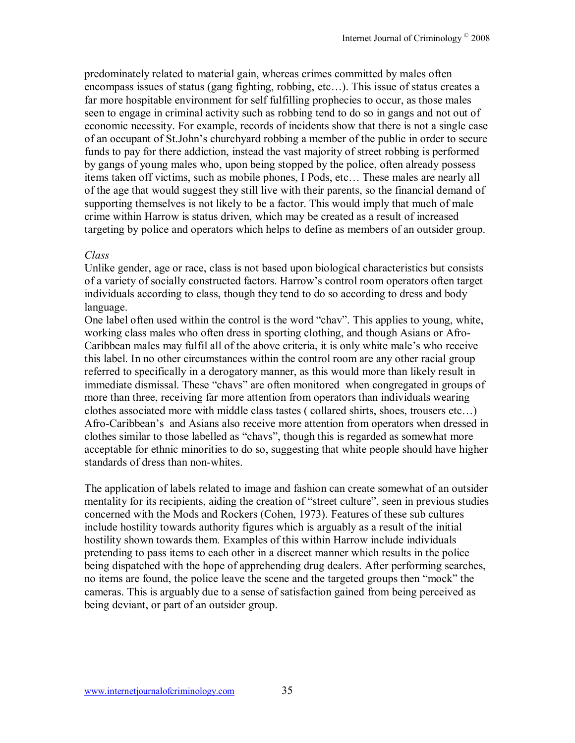predominately related to material gain, whereas crimes committed by males often encompass issues of status (gang fighting, robbing, etc…). This issue of status creates a far more hospitable environment for self fulfilling prophecies to occur, as those males seen to engage in criminal activity such as robbing tend to do so in gangs and not out of economic necessity. For example, records of incidents show that there is not a single case of an occupant of St.John's churchyard robbing a member of the public in order to secure funds to pay for there addiction, instead the vast majority of street robbing is performed by gangs of young males who, upon being stopped by the police, often already possess items taken off victims, such as mobile phones, I Pods, etc… These males are nearly all of the age that would suggest they still live with their parents, so the financial demand of supporting themselves is not likely to be a factor. This would imply that much of male crime within Harrow is status driven, which may be created as a result of increased targeting by police and operators which helps to define as members of an outsider group.

*Class*

Unlike gender, age or race, class is not based upon biological characteristics but consists of a variety of socially constructed factors. Harrow's control room operators often target individuals according to class, though they tend to do so according to dress and body language.

One label often used within the control is the word "chav". This applies to young, white, working class males who often dress in sporting clothing, and though Asians or Afro-Caribbean males may fulfil all of the above criteria, it is only white male's who receive this label. In no other circumstances within the control room are any other racial group referred to specifically in a derogatory manner, as this would more than likely result in immediate dismissal. These "chavs" are often monitored when congregated in groups of more than three, receiving far more attention from operators than individuals wearing clothes associated more with middle class tastes ( collared shirts, shoes, trousers etc…) Afro-Caribbean's and Asians also receive more attention from operators when dressed in clothes similar to those labelled as "chavs", though this is regarded as somewhat more acceptable for ethnic minorities to do so, suggesting that white people should have higher standards of dress than non-whites.

The application of labels related to image and fashion can create somewhat of an outsider mentality for its recipients, aiding the creation of "street culture", seen in previous studies concerned with the Mods and Rockers (Cohen, 1973). Features of these sub cultures include hostility towards authority figures which is arguably as a result of the initial hostility shown towards them. Examples of this within Harrow include individuals pretending to pass items to each other in a discreet manner which results in the police being dispatched with the hope of apprehending drug dealers. After performing searches, no items are found, the police leave the scene and the targeted groups then "mock" the cameras. This is arguably due to a sense of satisfaction gained from being perceived as being deviant, or part of an outsider group.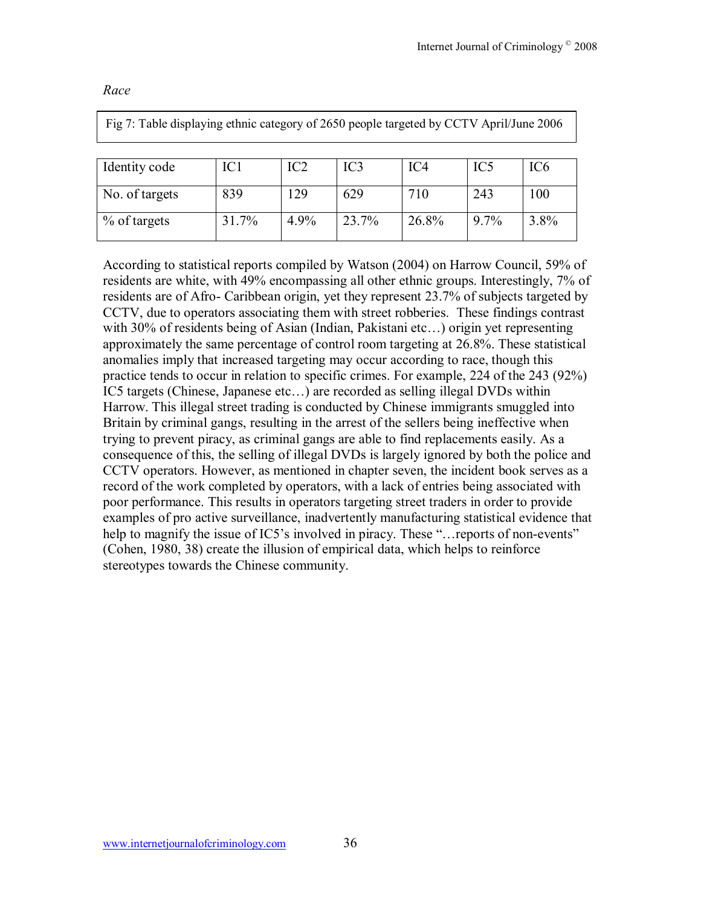*Race*

Fig 7: Table displaying ethnic category of 2650 people targeted by CCTV April/June 2006

| Identity code | IC1 | IC2 | IC3 | IC4 | IC5 | IC6 |
|---|---|---|---|---|---|---|
| No. of targets | 839 | 129 | 629 | 710 | 243 | 100 |
| % of targets | 31.7% | 4.9% | 23.7% | 26.8% | 9.7% | 3.8% |

According to statistical reports compiled by Watson (2004) on Harrow Council, 59% of residents are white, with 49% encompassing all other ethnic groups. Interestingly, 7% of residents are of Afro- Caribbean origin, yet they represent 23.7% of subjects targeted by CCTV, due to operators associating them with street robberies. These findings contrast with 30% of residents being of Asian (Indian, Pakistani etc…) origin yet representing approximately the same percentage of control room targeting at 26.8%. These statistical anomalies imply that increased targeting may occur according to race, though this practice tends to occur in relation to specific crimes. For example, 224 of the 243 (92%) IC5 targets (Chinese, Japanese etc…) are recorded as selling illegal DVDs within Harrow. This illegal street trading is conducted by Chinese immigrants smuggled into Britain by criminal gangs, resulting in the arrest of the sellers being ineffective when trying to prevent piracy, as criminal gangs are able to find replacements easily. As a consequence of this, the selling of illegal DVDs is largely ignored by both the police and CCTV operators. However, as mentioned in chapter seven, the incident book serves as a record of the work completed by operators, with a lack of entries being associated with poor performance. This results in operators targeting street traders in order to provide examples of pro active surveillance, inadvertently manufacturing statistical evidence that help to magnify the issue of IC5's involved in piracy. These "…reports of non-events" (Cohen, 1980, 38) create the illusion of empirical data, which helps to reinforce stereotypes towards the Chinese community.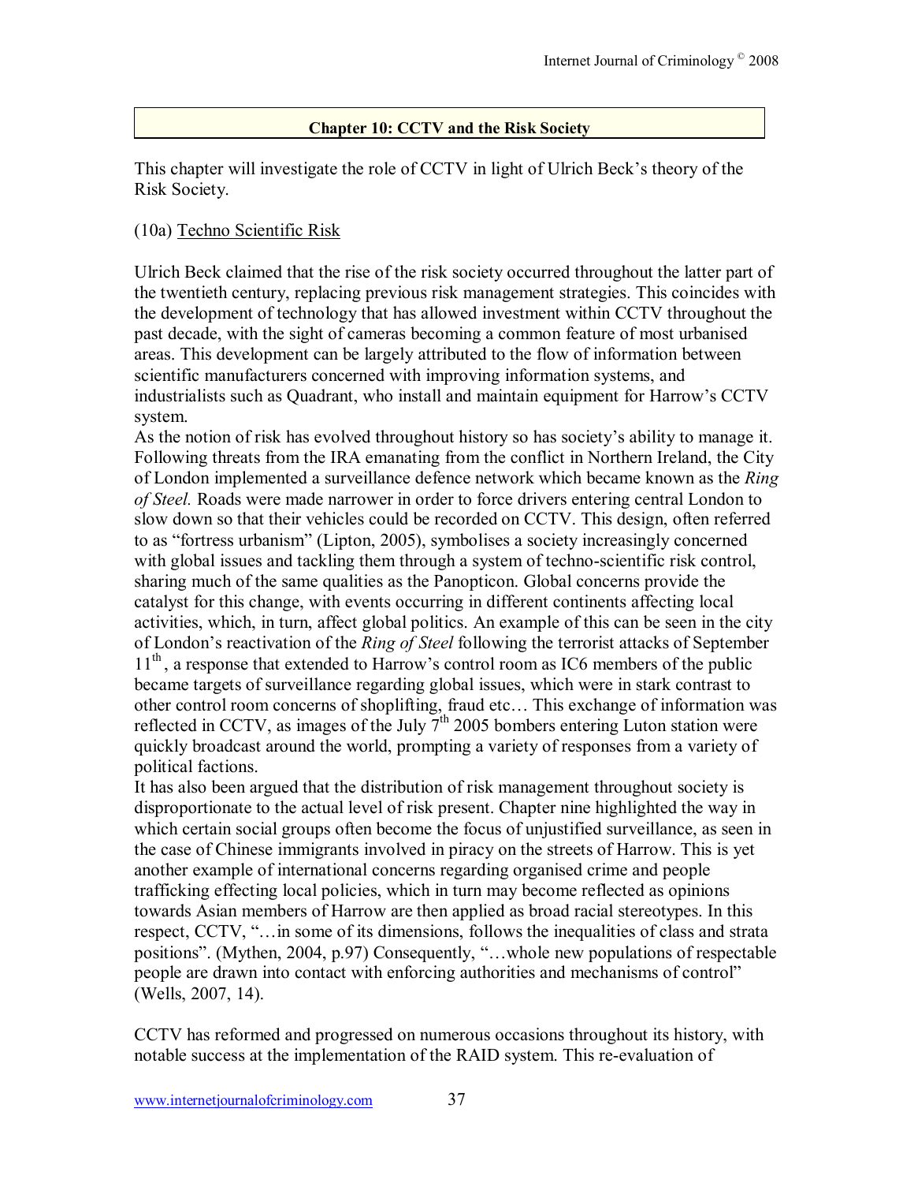## Chapter 10: CCTV and the Risk Society

This chapter will investigate the role of CCTV in light of Ulrich Beck's theory of the Risk Society.

### (10a) Techno Scientific Risk

Ulrich Beck claimed that the rise of the risk society occurred throughout the latter part of the twentieth century, replacing previous risk management strategies. This coincides with the development of technology that has allowed investment within CCTV throughout the past decade, with the sight of cameras becoming a common feature of most urbanised areas. This development can be largely attributed to the flow of information between scientific manufacturers concerned with improving information systems, and industrialists such as Quadrant, who install and maintain equipment for Harrow's CCTV system.

As the notion of risk has evolved throughout history so has society's ability to manage it. Following threats from the IRA emanating from the conflict in Northern Ireland, the City of London implemented a surveillance defence network which became known as the *Ring of Steel.* Roads were made narrower in order to force drivers entering central London to slow down so that their vehicles could be recorded on CCTV. This design, often referred to as "fortress urbanism" (Lipton, 2005), symbolises a society increasingly concerned with global issues and tackling them through a system of techno-scientific risk control, sharing much of the same qualities as the Panopticon. Global concerns provide the catalyst for this change, with events occurring in different continents affecting local activities, which, in turn, affect global politics. An example of this can be seen in the city of London's reactivation of the *Ring of Steel* following the terrorist attacks of September 11th, a response that extended to Harrow's control room as IC6 members of the public became targets of surveillance regarding global issues, which were in stark contrast to other control room concerns of shoplifting, fraud etc… This exchange of information was reflected in CCTV, as images of the July 7th 2005 bombers entering Luton station were quickly broadcast around the world, prompting a variety of responses from a variety of political factions.

It has also been argued that the distribution of risk management throughout society is disproportionate to the actual level of risk present. Chapter nine highlighted the way in which certain social groups often become the focus of unjustified surveillance, as seen in the case of Chinese immigrants involved in piracy on the streets of Harrow. This is yet another example of international concerns regarding organised crime and people trafficking effecting local policies, which in turn may become reflected as opinions towards Asian members of Harrow are then applied as broad racial stereotypes. In this respect, CCTV, "…in some of its dimensions, follows the inequalities of class and strata positions". (Mythen, 2004, p.97) Consequently, "…whole new populations of respectable people are drawn into contact with enforcing authorities and mechanisms of control" (Wells, 2007, 14).

CCTV has reformed and progressed on numerous occasions throughout its history, with notable success at the implementation of the RAID system. This re-evaluation of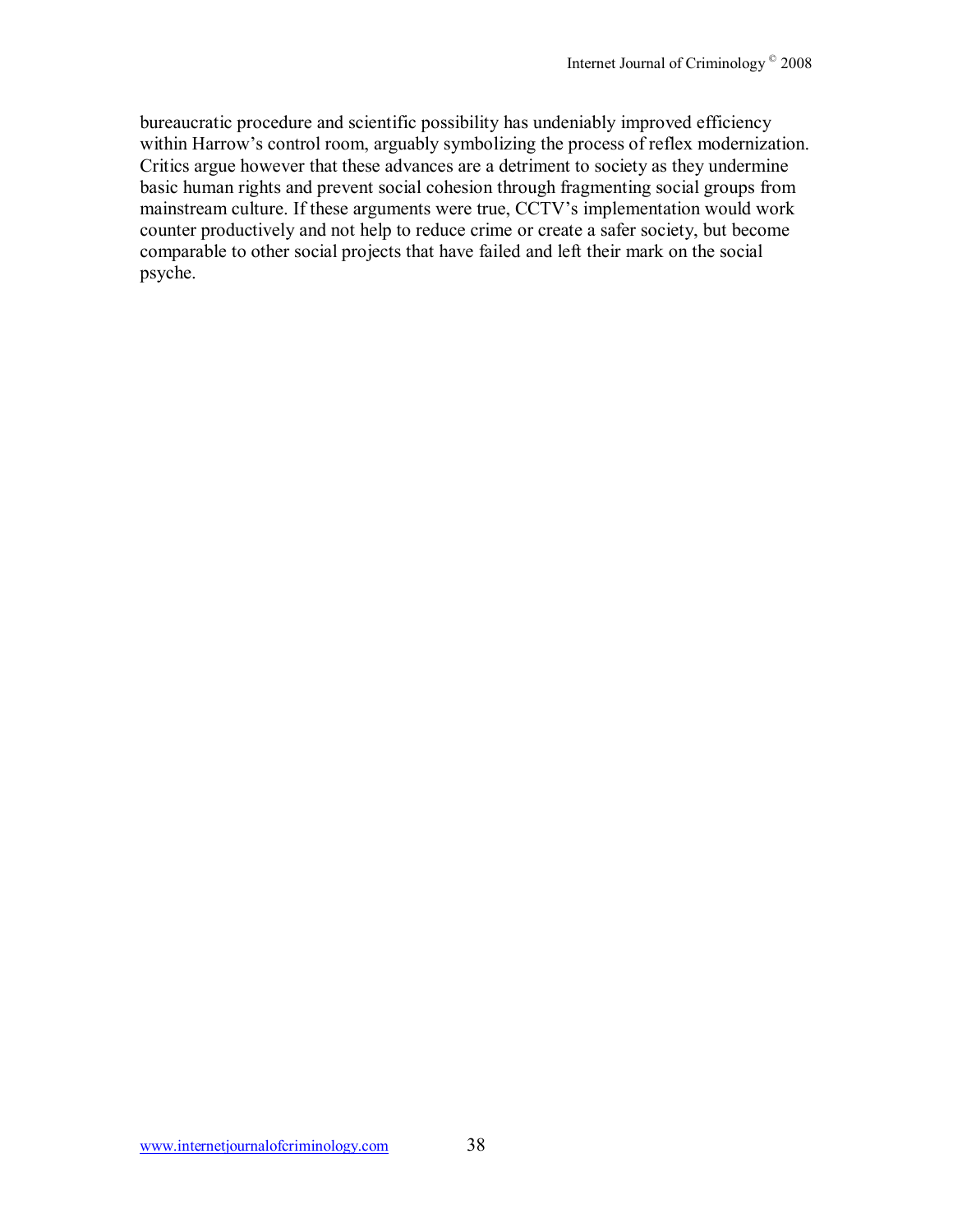bureaucratic procedure and scientific possibility has undeniably improved efficiency within Harrow's control room, arguably symbolizing the process of reflex modernization. Critics argue however that these advances are a detriment to society as they undermine basic human rights and prevent social cohesion through fragmenting social groups from mainstream culture. If these arguments were true, CCTV's implementation would work counter productively and not help to reduce crime or create a safer society, but become comparable to other social projects that have failed and left their mark on the social psyche.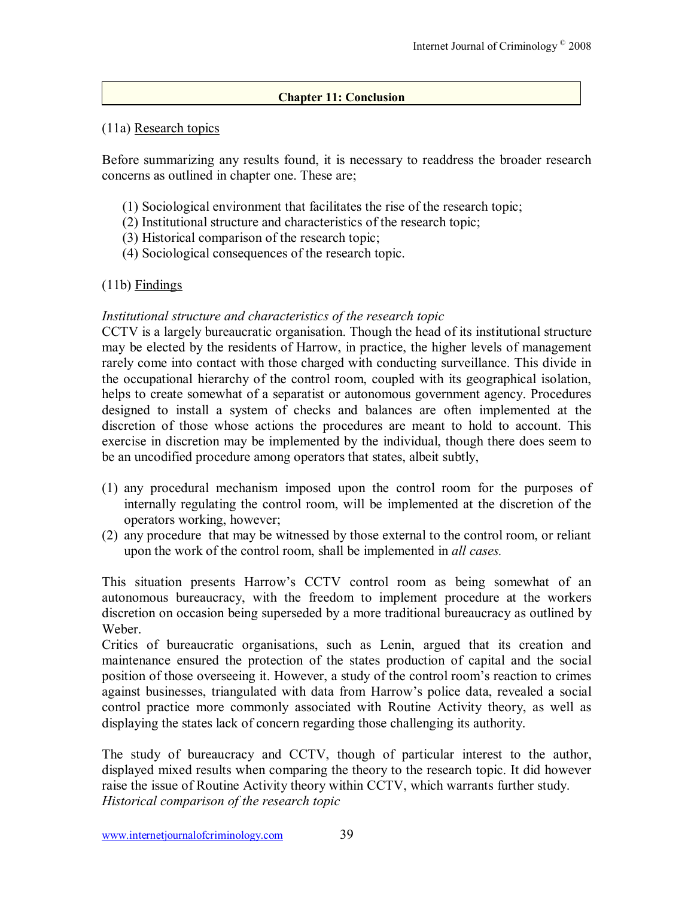## Chapter 11: Conclusion

(11a) Research topics

Before summarizing any results found, it is necessary to readdress the broader research concerns as outlined in chapter one. These are;

(1) Sociological environment that facilitates the rise of the research topic;
(2) Institutional structure and characteristics of the research topic;
(3) Historical comparison of the research topic;
(4) Sociological consequences of the research topic.

(11b) Findings

*Institutional structure and characteristics of the research topic*

CCTV is a largely bureaucratic organisation. Though the head of its institutional structure may be elected by the residents of Harrow, in practice, the higher levels of management rarely come into contact with those charged with conducting surveillance. This divide in the occupational hierarchy of the control room, coupled with its geographical isolation, helps to create somewhat of a separatist or autonomous government agency. Procedures designed to install a system of checks and balances are often implemented at the discretion of those whose actions the procedures are meant to hold to account. This exercise in discretion may be implemented by the individual, though there does seem to be an uncodified procedure among operators that states, albeit subtly,

(1) any procedural mechanism imposed upon the control room for the purposes of internally regulating the control room, will be implemented at the discretion of the operators working, however;
(2) any procedure that may be witnessed by those external to the control room, or reliant upon the work of the control room, shall be implemented in *all cases.*

This situation presents Harrow's CCTV control room as being somewhat of an autonomous bureaucracy, with the freedom to implement procedure at the workers discretion on occasion being superseded by a more traditional bureaucracy as outlined by Weber.

Critics of bureaucratic organisations, such as Lenin, argued that its creation and maintenance ensured the protection of the states production of capital and the social position of those overseeing it. However, a study of the control room's reaction to crimes against businesses, triangulated with data from Harrow's police data, revealed a social control practice more commonly associated with Routine Activity theory, as well as displaying the states lack of concern regarding those challenging its authority.

The study of bureaucracy and CCTV, though of particular interest to the author, displayed mixed results when comparing the theory to the research topic. It did however raise the issue of Routine Activity theory within CCTV, which warrants further study.

*Historical comparison of the research topic*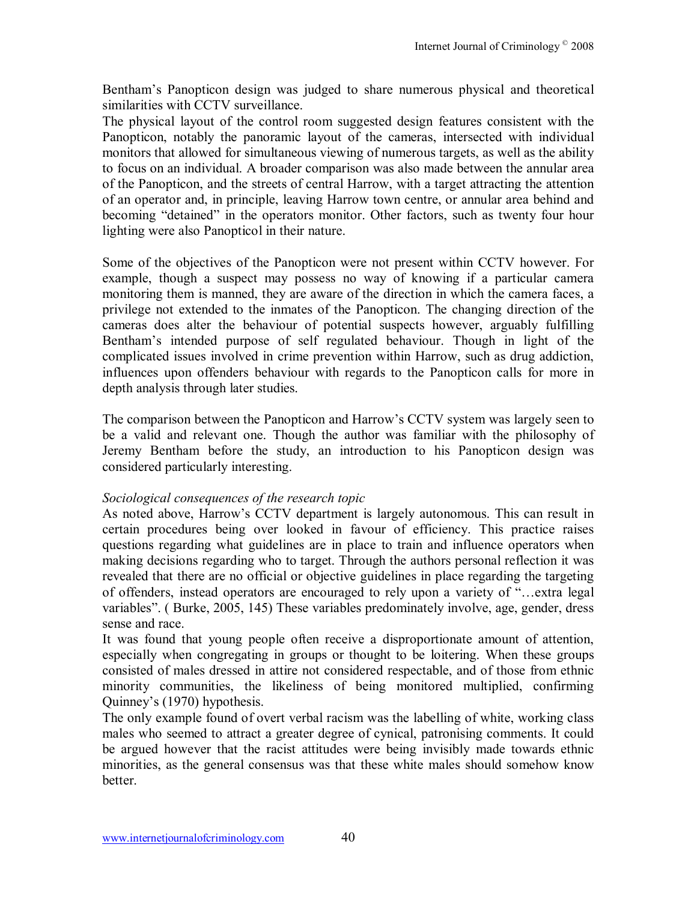Bentham's Panopticon design was judged to share numerous physical and theoretical similarities with CCTV surveillance.
The physical layout of the control room suggested design features consistent with the Panopticon, notably the panoramic layout of the cameras, intersected with individual monitors that allowed for simultaneous viewing of numerous targets, as well as the ability to focus on an individual. A broader comparison was also made between the annular area of the Panopticon, and the streets of central Harrow, with a target attracting the attention of an operator and, in principle, leaving Harrow town centre, or annular area behind and becoming "detained" in the operators monitor. Other factors, such as twenty four hour lighting were also Panopticol in their nature.

Some of the objectives of the Panopticon were not present within CCTV however. For example, though a suspect may possess no way of knowing if a particular camera monitoring them is manned, they are aware of the direction in which the camera faces, a privilege not extended to the inmates of the Panopticon. The changing direction of the cameras does alter the behaviour of potential suspects however, arguably fulfilling Bentham's intended purpose of self regulated behaviour. Though in light of the complicated issues involved in crime prevention within Harrow, such as drug addiction, influences upon offenders behaviour with regards to the Panopticon calls for more in depth analysis through later studies.

The comparison between the Panopticon and Harrow's CCTV system was largely seen to be a valid and relevant one. Though the author was familiar with the philosophy of Jeremy Bentham before the study, an introduction to his Panopticon design was considered particularly interesting.

*Sociological consequences of the research topic*

As noted above, Harrow's CCTV department is largely autonomous. This can result in certain procedures being over looked in favour of efficiency. This practice raises questions regarding what guidelines are in place to train and influence operators when making decisions regarding who to target. Through the authors personal reflection it was revealed that there are no official or objective guidelines in place regarding the targeting of offenders, instead operators are encouraged to rely upon a variety of "…extra legal variables". ( Burke, 2005, 145) These variables predominately involve, age, gender, dress sense and race.

It was found that young people often receive a disproportionate amount of attention, especially when congregating in groups or thought to be loitering. When these groups consisted of males dressed in attire not considered respectable, and of those from ethnic minority communities, the likeliness of being monitored multiplied, confirming Quinney's (1970) hypothesis.

The only example found of overt verbal racism was the labelling of white, working class males who seemed to attract a greater degree of cynical, patronising comments. It could be argued however that the racist attitudes were being invisibly made towards ethnic minorities, as the general consensus was that these white males should somehow know better.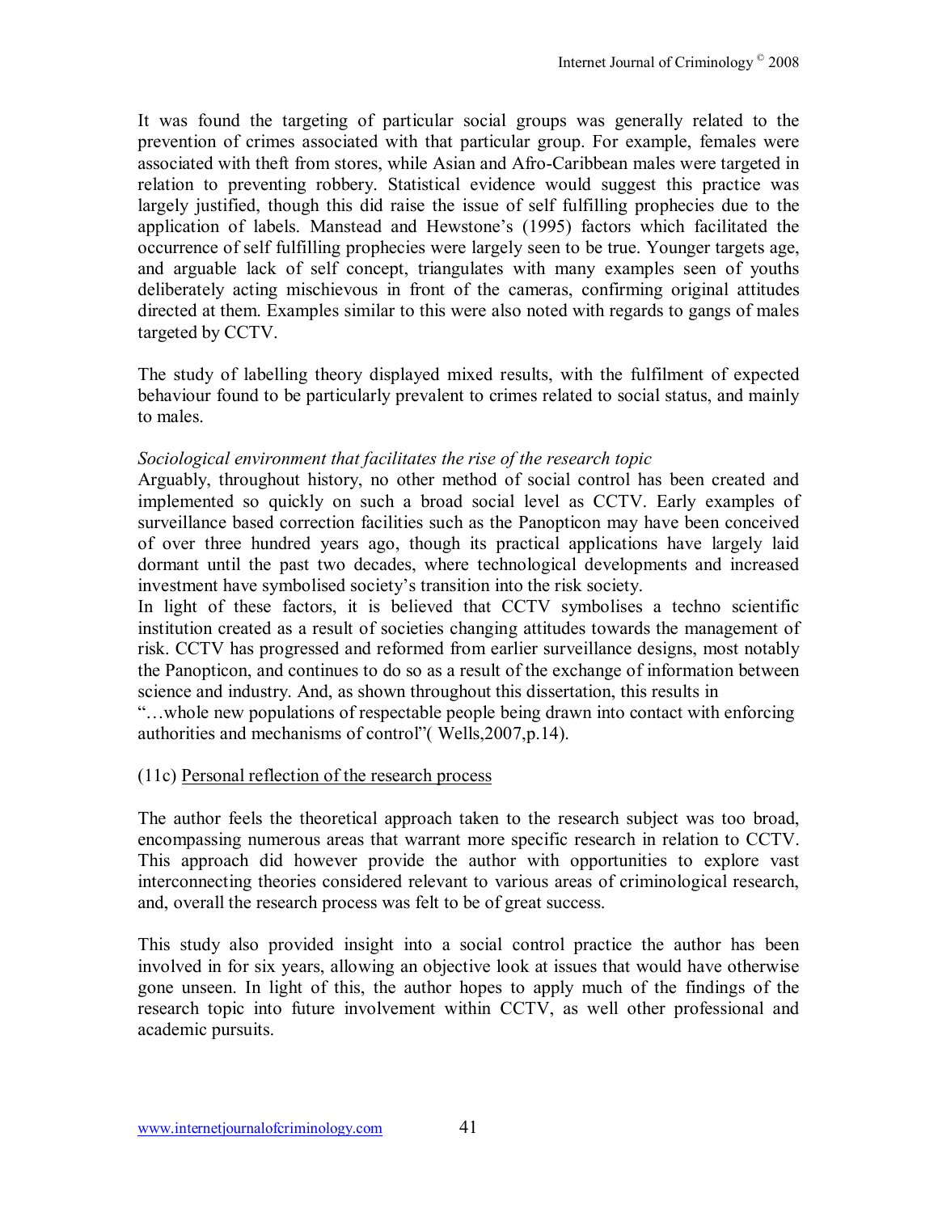It was found the targeting of particular social groups was generally related to the prevention of crimes associated with that particular group. For example, females were associated with theft from stores, while Asian and Afro-Caribbean males were targeted in relation to preventing robbery. Statistical evidence would suggest this practice was largely justified, though this did raise the issue of self fulfilling prophecies due to the application of labels. Manstead and Hewstone's (1995) factors which facilitated the occurrence of self fulfilling prophecies were largely seen to be true. Younger targets age, and arguable lack of self concept, triangulates with many examples seen of youths deliberately acting mischievous in front of the cameras, confirming original attitudes directed at them. Examples similar to this were also noted with regards to gangs of males targeted by CCTV.

The study of labelling theory displayed mixed results, with the fulfilment of expected behaviour found to be particularly prevalent to crimes related to social status, and mainly to males.

*Sociological environment that facilitates the rise of the research topic*

Arguably, throughout history, no other method of social control has been created and implemented so quickly on such a broad social level as CCTV. Early examples of surveillance based correction facilities such as the Panopticon may have been conceived of over three hundred years ago, though its practical applications have largely laid dormant until the past two decades, where technological developments and increased investment have symbolised society's transition into the risk society.

In light of these factors, it is believed that CCTV symbolises a techno scientific institution created as a result of societies changing attitudes towards the management of risk. CCTV has progressed and reformed from earlier surveillance designs, most notably the Panopticon, and continues to do so as a result of the exchange of information between science and industry. And, as shown throughout this dissertation, this results in "…whole new populations of respectable people being drawn into contact with enforcing authorities and mechanisms of control"( Wells,2007,p.14).

(11c) Personal reflection of the research process

The author feels the theoretical approach taken to the research subject was too broad, encompassing numerous areas that warrant more specific research in relation to CCTV. This approach did however provide the author with opportunities to explore vast interconnecting theories considered relevant to various areas of criminological research, and, overall the research process was felt to be of great success.

This study also provided insight into a social control practice the author has been involved in for six years, allowing an objective look at issues that would have otherwise gone unseen. In light of this, the author hopes to apply much of the findings of the research topic into future involvement within CCTV, as well other professional and academic pursuits.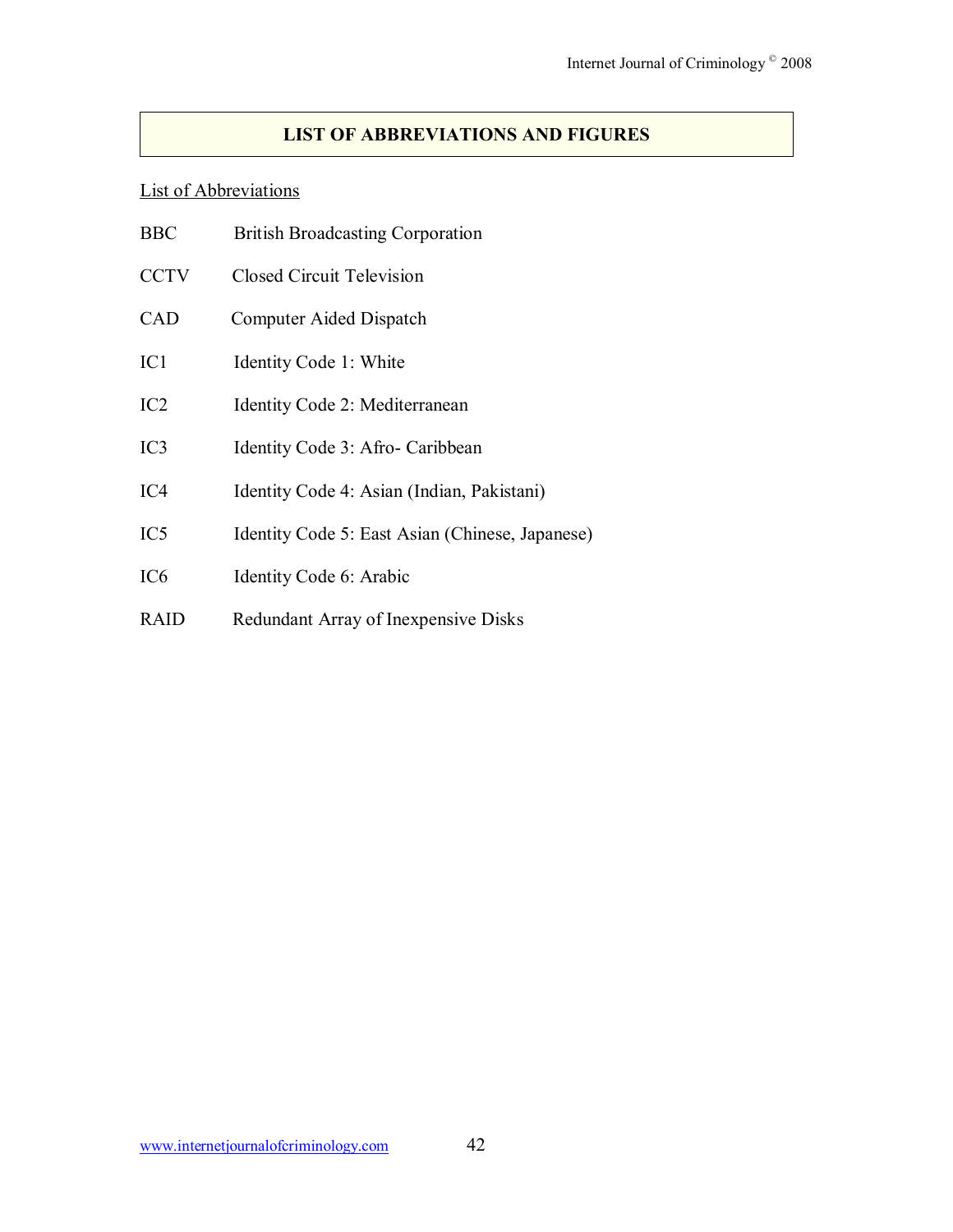# LIST OF ABBREVIATIONS AND FIGURES

List of Abbreviations

| | |
|---|---|
| BBC | British Broadcasting Corporation |
| CCTV | Closed Circuit Television |
| CAD | Computer Aided Dispatch |
| IC1 | Identity Code 1: White |
| IC2 | Identity Code 2: Mediterranean |
| IC3 | Identity Code 3: Afro- Caribbean |
| IC4 | Identity Code 4: Asian (Indian, Pakistani) |
| IC5 | Identity Code 5: East Asian (Chinese, Japanese) |
| IC6 | Identity Code 6: Arabic |
| RAID | Redundant Array of Inexpensive Disks |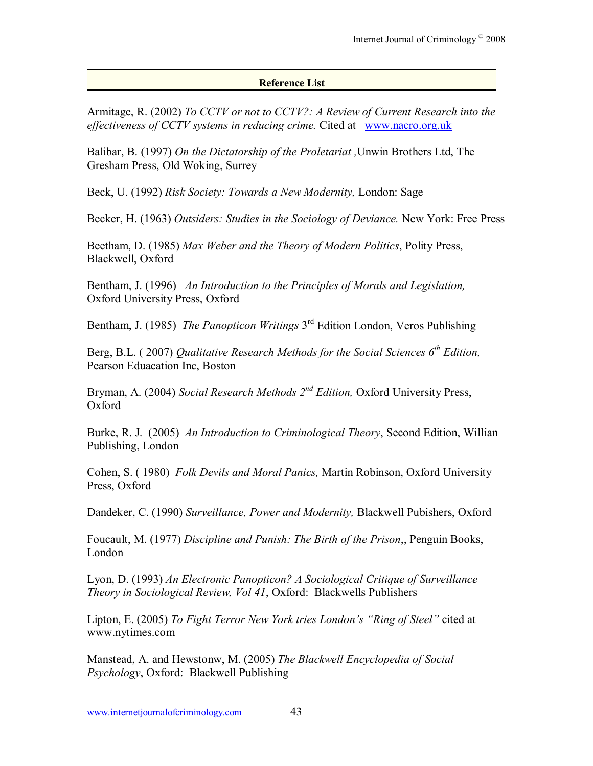## Reference List

Armitage, R. (2002) *To CCTV or not to CCTV?: A Review of Current Research into the effectiveness of CCTV systems in reducing crime.* Cited at www.nacro.org.uk

Balibar, B. (1997) *On the Dictatorship of the Proletariat* ,Unwin Brothers Ltd, The Gresham Press, Old Woking, Surrey

Beck, U. (1992) *Risk Society: Towards a New Modernity,* London: Sage

Becker, H. (1963) *Outsiders: Studies in the Sociology of Deviance.* New York: Free Press

Beetham, D. (1985) *Max Weber and the Theory of Modern Politics*, Polity Press, Blackwell, Oxford

Bentham, J. (1996) *An Introduction to the Principles of Morals and Legislation,* Oxford University Press, Oxford

Bentham, J. (1985) *The Panopticon Writings* 3rd Edition London, Veros Publishing

Berg, B.L. ( 2007) *Qualitative Research Methods for the Social Sciences 6th Edition,* Pearson Eduacation Inc, Boston

Bryman, A. (2004) *Social Research Methods 2nd Edition,* Oxford University Press, Oxford

Burke, R. J. (2005) *An Introduction to Criminological Theory*, Second Edition, Willian Publishing, London

Cohen, S. ( 1980) *Folk Devils and Moral Panics,* Martin Robinson, Oxford University Press, Oxford

Dandeker, C. (1990) *Surveillance, Power and Modernity,* Blackwell Pubishers, Oxford

Foucault, M. (1977) *Discipline and Punish: The Birth of the Prison*,, Penguin Books, London

Lyon, D. (1993) *An Electronic Panopticon? A Sociological Critique of Surveillance Theory in Sociological Review, Vol 41*, Oxford: Blackwells Publishers

Lipton, E. (2005) *To Fight Terror New York tries London's "Ring of Steel"* cited at www.nytimes.com

Manstead, A. and Hewstonw, M. (2005) *The Blackwell Encyclopedia of Social Psychology*, Oxford: Blackwell Publishing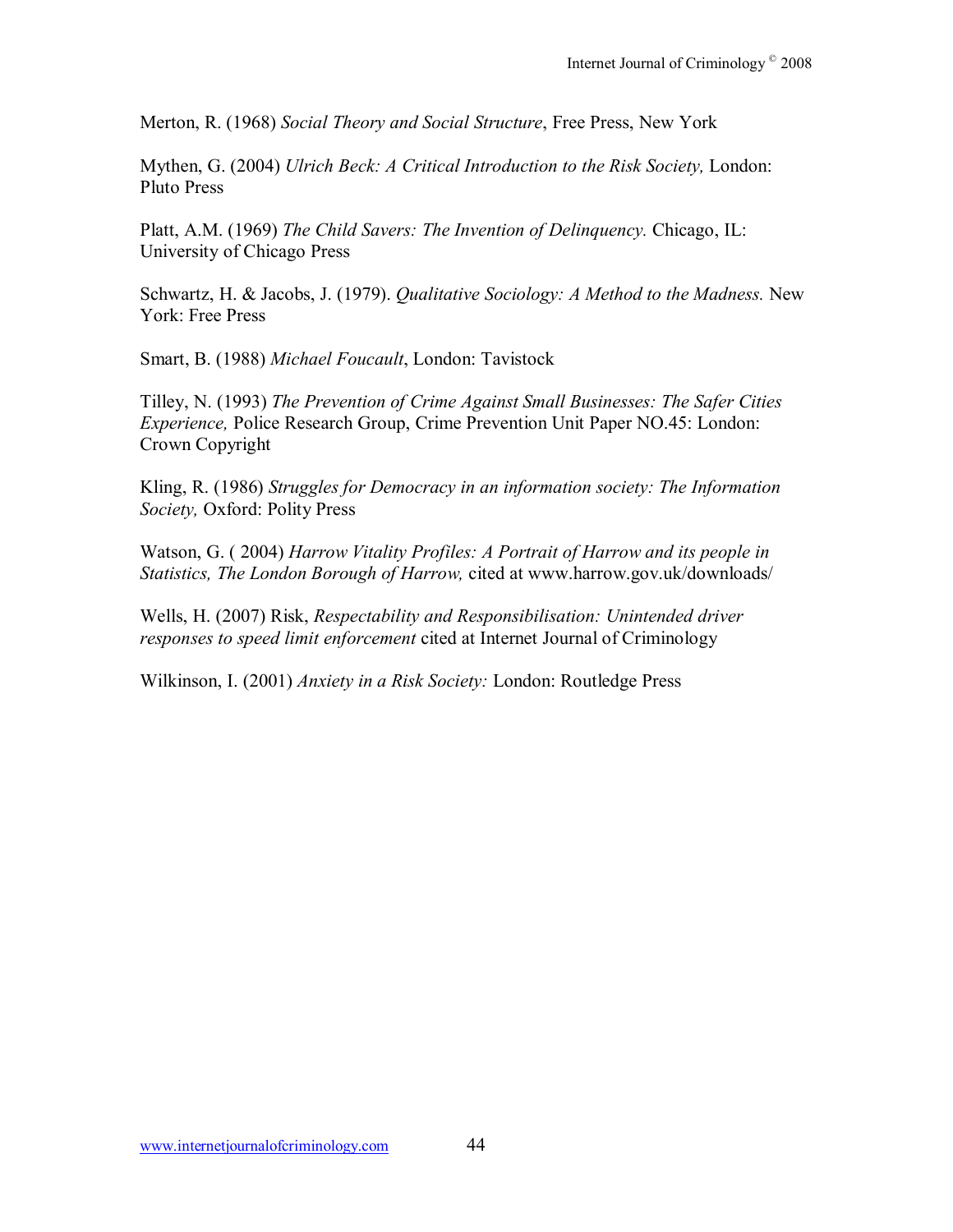Merton, R. (1968) *Social Theory and Social Structure*, Free Press, New York

Mythen, G. (2004) *Ulrich Beck: A Critical Introduction to the Risk Society,* London: Pluto Press

Platt, A.M. (1969) *The Child Savers: The Invention of Delinquency.* Chicago, IL: University of Chicago Press

Schwartz, H. & Jacobs, J. (1979). *Qualitative Sociology: A Method to the Madness.* New York: Free Press

Smart, B. (1988) *Michael Foucault*, London: Tavistock

Tilley, N. (1993) *The Prevention of Crime Against Small Businesses: The Safer Cities Experience,* Police Research Group, Crime Prevention Unit Paper NO.45: London: Crown Copyright

Kling, R. (1986) *Struggles for Democracy in an information society: The Information Society,* Oxford: Polity Press

Watson, G. ( 2004) *Harrow Vitality Profiles: A Portrait of Harrow and its people in Statistics, The London Borough of Harrow,* cited at www.harrow.gov.uk/downloads/

Wells, H. (2007) Risk, *Respectability and Responsibilisation: Unintended driver responses to speed limit enforcement* cited at Internet Journal of Criminology

Wilkinson, I. (2001) *Anxiety in a Risk Society:* London: Routledge Press